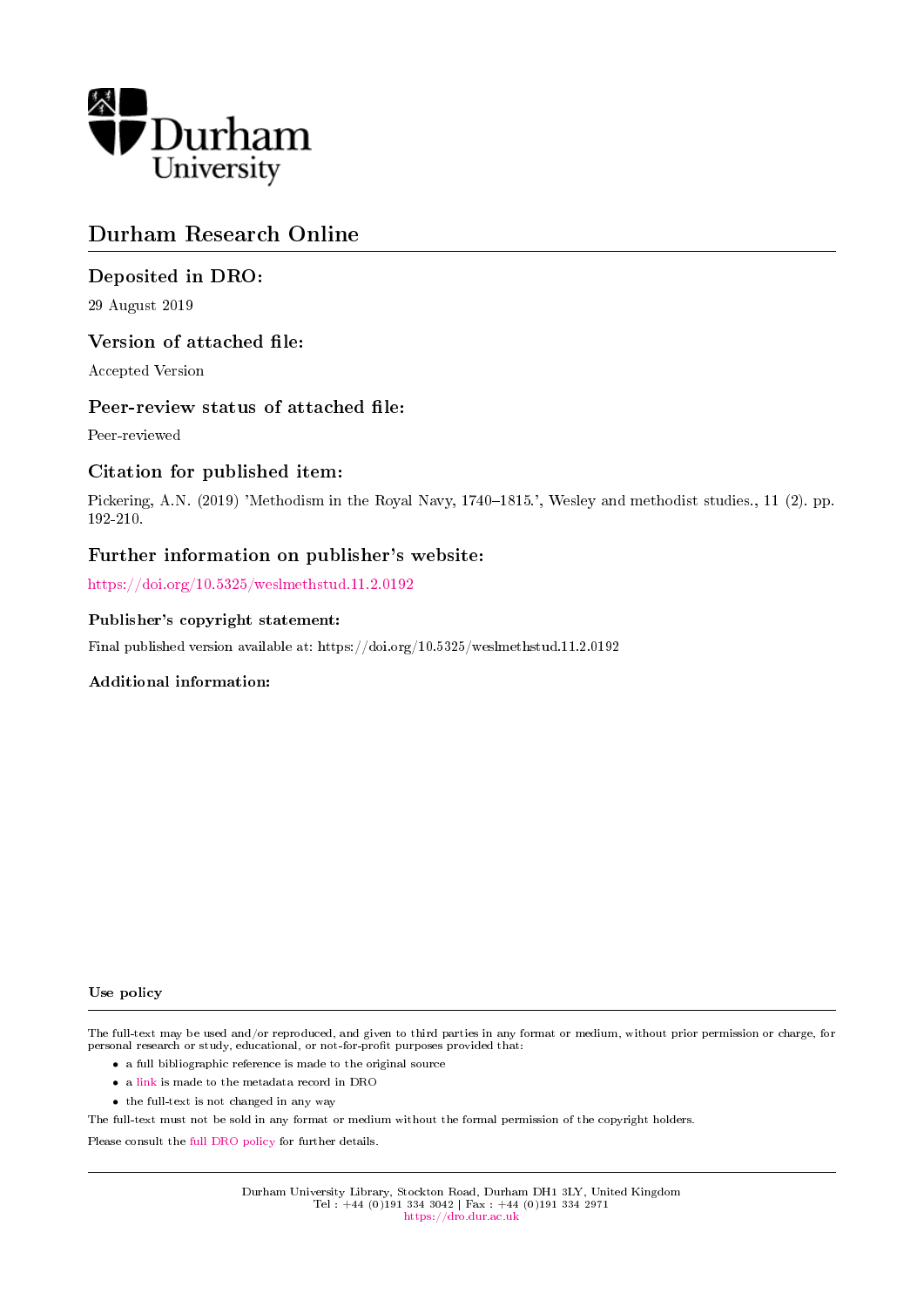Durham University

# Durham Research Online

## Deposited in DRO:

29 August 2019

## Version of attached file:

Accepted Version

## Peer-review status of attached file:

Peer-reviewed

## Citation for published item:

Pickering, A.N. (2019) 'Methodism in the Royal Navy, 1740–1815.', Wesley and methodist studies., 11 (2). pp. 192-210.

## Further information on publisher's website:

https://doi.org/10.5325/weslmethstud.11.2.0192

### Publisher's copyright statement:

Final published version available at: https://doi.org/10.5325/weslmethstud.11.2.0192

### Additional information:

### Use policy

The full-text may be used and/or reproduced, and given to third parties in any format or medium, without prior permission or charge, for personal research or study, educational, or not-for-profit purposes provided that:

- a full bibliographic reference is made to the original source
- a link is made to the metadata record in DRO
- the full-text is not changed in any way

The full-text must not be sold in any format or medium without the formal permission of the copyright holders.

Please consult the full DRO policy for further details.

Durham University Library, Stockton Road, Durham DH1 3LY, United Kingdom
Tel : +44 (0)191 334 3042 | Fax : +44 (0)191 334 2971
https://dro.dur.ac.uk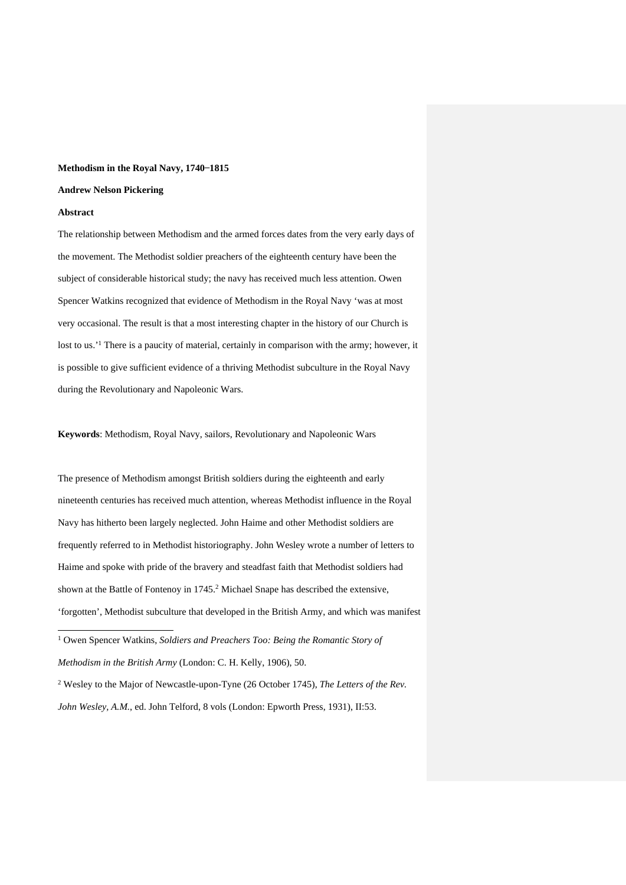**Methodism in the Royal Navy, 1740–1815**

**Andrew Nelson Pickering**

**Abstract**

The relationship between Methodism and the armed forces dates from the very early days of the movement. The Methodist soldier preachers of the eighteenth century have been the subject of considerable historical study; the navy has received much less attention. Owen Spencer Watkins recognized that evidence of Methodism in the Royal Navy 'was at most very occasional. The result is that a most interesting chapter in the history of our Church is lost to us.'[1] There is a paucity of material, certainly in comparison with the army; however, it is possible to give sufficient evidence of a thriving Methodist subculture in the Royal Navy during the Revolutionary and Napoleonic Wars.

**Keywords**: Methodism, Royal Navy, sailors, Revolutionary and Napoleonic Wars

The presence of Methodism amongst British soldiers during the eighteenth and early nineteenth centuries has received much attention, whereas Methodist influence in the Royal Navy has hitherto been largely neglected. John Haime and other Methodist soldiers are frequently referred to in Methodist historiography. John Wesley wrote a number of letters to Haime and spoke with pride of the bravery and steadfast faith that Methodist soldiers had shown at the Battle of Fontenoy in 1745.[2] Michael Snape has described the extensive, 'forgotten', Methodist subculture that developed in the British Army, and which was manifest

[1] Owen Spencer Watkins, *Soldiers and Preachers Too: Being the Romantic Story of Methodism in the British Army* (London: C. H. Kelly, 1906), 50.

[2] Wesley to the Major of Newcastle-upon-Tyne (26 October 1745), *The Letters of the Rev. John Wesley, A.M.*, ed. John Telford, 8 vols (London: Epworth Press, 1931), II:53.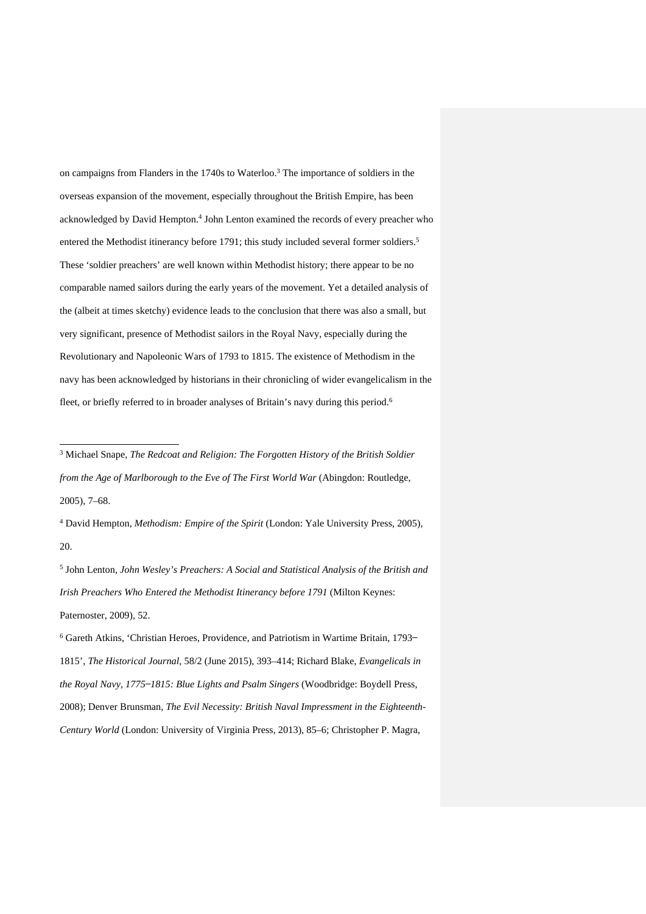on campaigns from Flanders in the 1740s to Waterloo.[3] The importance of soldiers in the overseas expansion of the movement, especially throughout the British Empire, has been acknowledged by David Hempton.[4] John Lenton examined the records of every preacher who entered the Methodist itinerancy before 1791; this study included several former soldiers.[5] These 'soldier preachers' are well known within Methodist history; there appear to be no comparable named sailors during the early years of the movement. Yet a detailed analysis of the (albeit at times sketchy) evidence leads to the conclusion that there was also a small, but very significant, presence of Methodist sailors in the Royal Navy, especially during the Revolutionary and Napoleonic Wars of 1793 to 1815. The existence of Methodism in the navy has been acknowledged by historians in their chronicling of wider evangelicalism in the fleet, or briefly referred to in broader analyses of Britain's navy during this period.[6]

---

[3] Michael Snape, *The Redcoat and Religion: The Forgotten History of the British Soldier from the Age of Marlborough to the Eve of The First World War* (Abingdon: Routledge, 2005), 7–68.

[4] David Hempton, *Methodism: Empire of the Spirit* (London: Yale University Press, 2005), 20.

[5] John Lenton, *John Wesley's Preachers: A Social and Statistical Analysis of the British and Irish Preachers Who Entered the Methodist Itinerancy before 1791* (Milton Keynes: Paternoster, 2009), 52.

[6] Gareth Atkins, 'Christian Heroes, Providence, and Patriotism in Wartime Britain, 1793–1815', *The Historical Journal*, 58/2 (June 2015), 393–414; Richard Blake, *Evangelicals in the Royal Navy, 1775–1815: Blue Lights and Psalm Singers* (Woodbridge: Boydell Press, 2008); Denver Brunsman, *The Evil Necessity: British Naval Impressment in the Eighteenth-Century World* (London: University of Virginia Press, 2013), 85–6; Christopher P. Magra,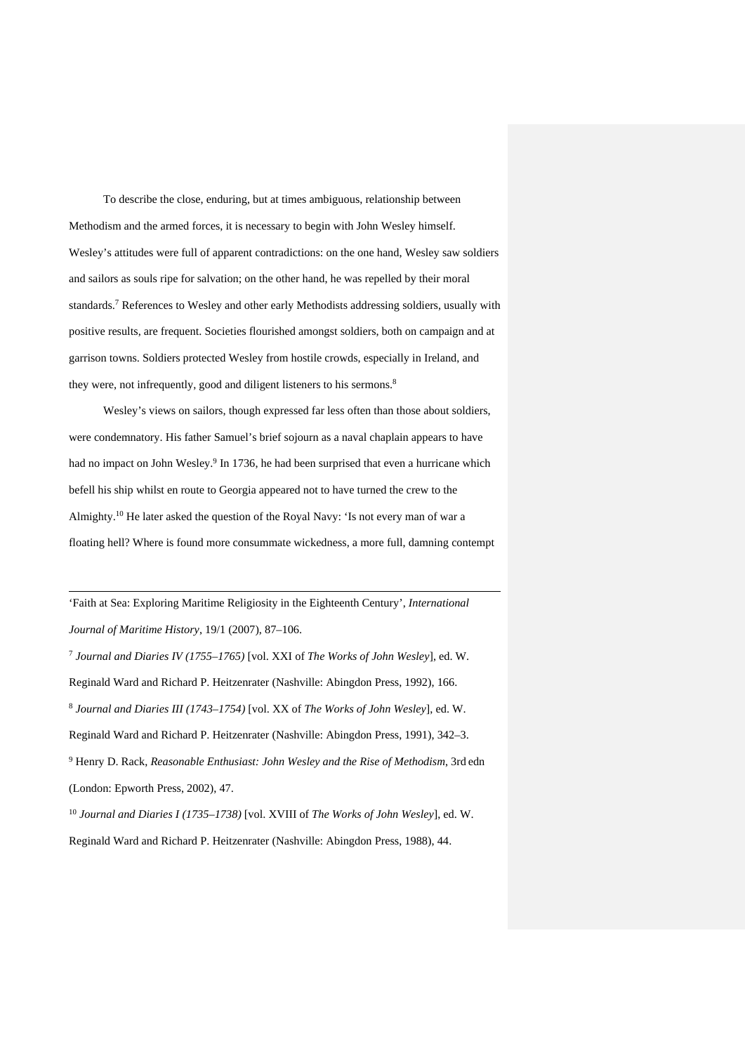To describe the close, enduring, but at times ambiguous, relationship between Methodism and the armed forces, it is necessary to begin with John Wesley himself. Wesley's attitudes were full of apparent contradictions: on the one hand, Wesley saw soldiers and sailors as souls ripe for salvation; on the other hand, he was repelled by their moral standards.[7] References to Wesley and other early Methodists addressing soldiers, usually with positive results, are frequent. Societies flourished amongst soldiers, both on campaign and at garrison towns. Soldiers protected Wesley from hostile crowds, especially in Ireland, and they were, not infrequently, good and diligent listeners to his sermons.[8]

Wesley's views on sailors, though expressed far less often than those about soldiers, were condemnatory. His father Samuel's brief sojourn as a naval chaplain appears to have had no impact on John Wesley.[9] In 1736, he had been surprised that even a hurricane which befell his ship whilst en route to Georgia appeared not to have turned the crew to the Almighty.[10] He later asked the question of the Royal Navy: 'Is not every man of war a floating hell? Where is found more consummate wickedness, a more full, damning contempt

---

'Faith at Sea: Exploring Maritime Religiosity in the Eighteenth Century', *International Journal of Maritime History*, 19/1 (2007), 87–106.

[7] *Journal and Diaries IV (1755–1765)* [vol. XXI of *The Works of John Wesley*], ed. W. Reginald Ward and Richard P. Heitzenrater (Nashville: Abingdon Press, 1992), 166.

[8] *Journal and Diaries III (1743–1754)* [vol. XX of *The Works of John Wesley*], ed. W. Reginald Ward and Richard P. Heitzenrater (Nashville: Abingdon Press, 1991), 342–3.

[9] Henry D. Rack, *Reasonable Enthusiast: John Wesley and the Rise of Methodism*, 3rd edn (London: Epworth Press, 2002), 47.

[10] *Journal and Diaries I (1735–1738)* [vol. XVIII of *The Works of John Wesley*], ed. W. Reginald Ward and Richard P. Heitzenrater (Nashville: Abingdon Press, 1988), 44.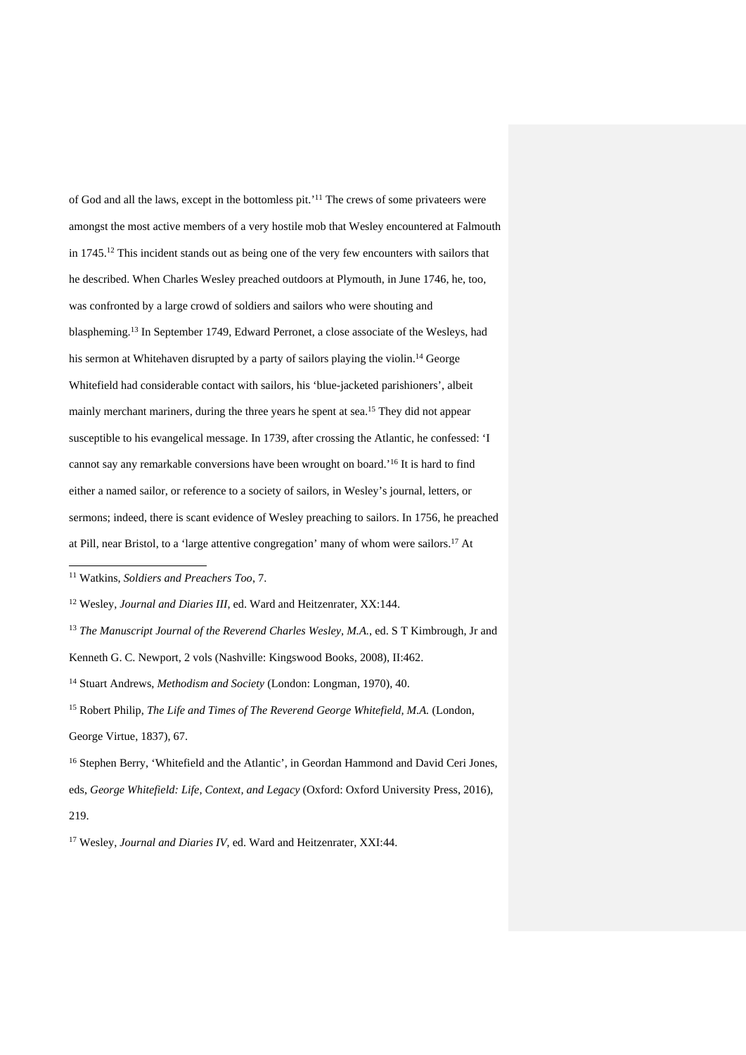of God and all the laws, except in the bottomless pit.'[11] The crews of some privateers were amongst the most active members of a very hostile mob that Wesley encountered at Falmouth in 1745.[12] This incident stands out as being one of the very few encounters with sailors that he described. When Charles Wesley preached outdoors at Plymouth, in June 1746, he, too, was confronted by a large crowd of soldiers and sailors who were shouting and blaspheming.[13] In September 1749, Edward Perronet, a close associate of the Wesleys, had his sermon at Whitehaven disrupted by a party of sailors playing the violin.[14] George Whitefield had considerable contact with sailors, his 'blue-jacketed parishioners', albeit mainly merchant mariners, during the three years he spent at sea.[15] They did not appear susceptible to his evangelical message. In 1739, after crossing the Atlantic, he confessed: 'I cannot say any remarkable conversions have been wrought on board.'[16] It is hard to find either a named sailor, or reference to a society of sailors, in Wesley's journal, letters, or sermons; indeed, there is scant evidence of Wesley preaching to sailors. In 1756, he preached at Pill, near Bristol, to a 'large attentive congregation' many of whom were sailors.[17] At

---

[11] Watkins, *Soldiers and Preachers Too*, 7.

[12] Wesley, *Journal and Diaries III*, ed. Ward and Heitzenrater, XX:144.

[13] *The Manuscript Journal of the Reverend Charles Wesley, M.A.*, ed. S T Kimbrough, Jr and Kenneth G. C. Newport, 2 vols (Nashville: Kingswood Books, 2008), II:462.

[14] Stuart Andrews, *Methodism and Society* (London: Longman, 1970), 40.

[15] Robert Philip, *The Life and Times of The Reverend George Whitefield, M.A.* (London, George Virtue, 1837), 67.

[16] Stephen Berry, 'Whitefield and the Atlantic', in Geordan Hammond and David Ceri Jones, eds, *George Whitefield: Life, Context, and Legacy* (Oxford: Oxford University Press, 2016), 219.

[17] Wesley, *Journal and Diaries IV*, ed. Ward and Heitzenrater, XXI:44.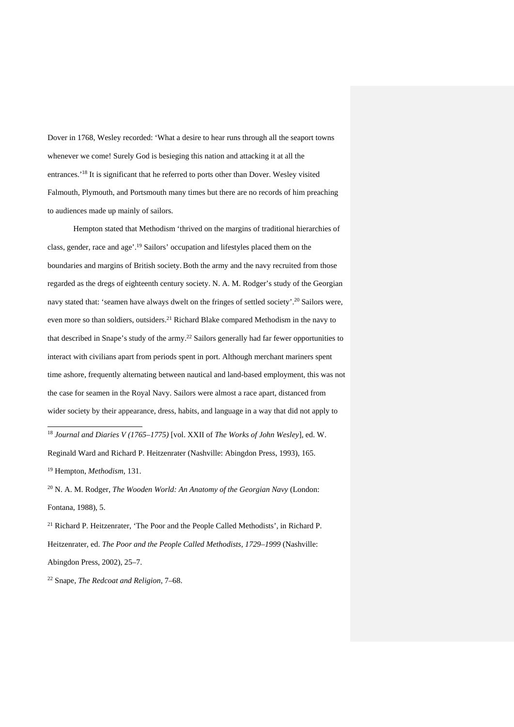Dover in 1768, Wesley recorded: 'What a desire to hear runs through all the seaport towns whenever we come! Surely God is besieging this nation and attacking it at all the entrances.'[18] It is significant that he referred to ports other than Dover. Wesley visited Falmouth, Plymouth, and Portsmouth many times but there are no records of him preaching to audiences made up mainly of sailors.

Hempton stated that Methodism 'thrived on the margins of traditional hierarchies of class, gender, race and age'.[19] Sailors' occupation and lifestyles placed them on the boundaries and margins of British society. Both the army and the navy recruited from those regarded as the dregs of eighteenth century society. N. A. M. Rodger's study of the Georgian navy stated that: 'seamen have always dwelt on the fringes of settled society'.[20] Sailors were, even more so than soldiers, outsiders.[21] Richard Blake compared Methodism in the navy to that described in Snape's study of the army.[22] Sailors generally had far fewer opportunities to interact with civilians apart from periods spent in port. Although merchant mariners spent time ashore, frequently alternating between nautical and land-based employment, this was not the case for seamen in the Royal Navy. Sailors were almost a race apart, distanced from wider society by their appearance, dress, habits, and language in a way that did not apply to

---

[18] *Journal and Diaries V (1765–1775)* [vol. XXII of *The Works of John Wesley*], ed. W. Reginald Ward and Richard P. Heitzenrater (Nashville: Abingdon Press, 1993), 165.

[19] Hempton, *Methodism*, 131.

[20] N. A. M. Rodger, *The Wooden World: An Anatomy of the Georgian Navy* (London: Fontana, 1988), 5.

[21] Richard P. Heitzenrater, 'The Poor and the People Called Methodists', in Richard P. Heitzenrater, ed. *The Poor and the People Called Methodists, 1729–1999* (Nashville: Abingdon Press, 2002), 25–7.

[22] Snape, *The Redcoat and Religion*, 7–68.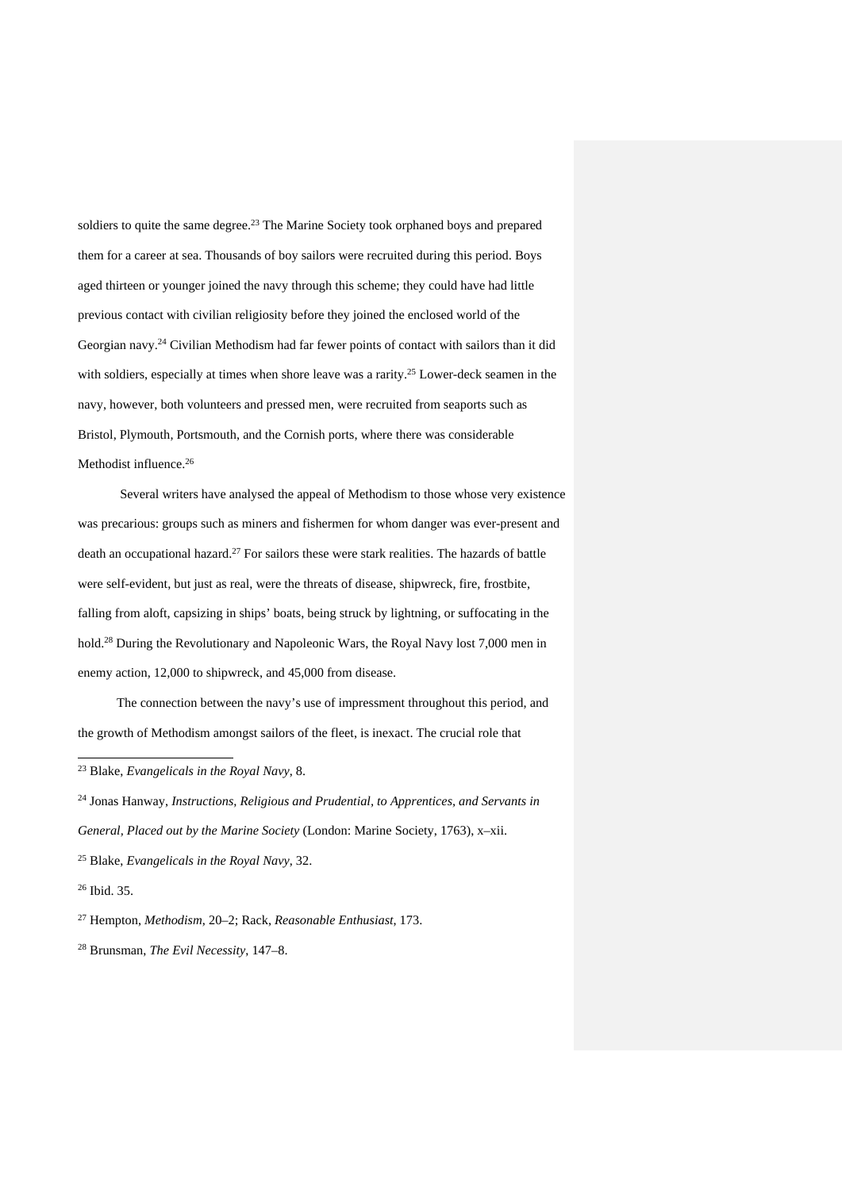soldiers to quite the same degree.[23] The Marine Society took orphaned boys and prepared them for a career at sea. Thousands of boy sailors were recruited during this period. Boys aged thirteen or younger joined the navy through this scheme; they could have had little previous contact with civilian religiosity before they joined the enclosed world of the Georgian navy.[24] Civilian Methodism had far fewer points of contact with sailors than it did with soldiers, especially at times when shore leave was a rarity.[25] Lower-deck seamen in the navy, however, both volunteers and pressed men, were recruited from seaports such as Bristol, Plymouth, Portsmouth, and the Cornish ports, where there was considerable Methodist influence.[26]

Several writers have analysed the appeal of Methodism to those whose very existence was precarious: groups such as miners and fishermen for whom danger was ever-present and death an occupational hazard.[27] For sailors these were stark realities. The hazards of battle were self-evident, but just as real, were the threats of disease, shipwreck, fire, frostbite, falling from aloft, capsizing in ships' boats, being struck by lightning, or suffocating in the hold.[28] During the Revolutionary and Napoleonic Wars, the Royal Navy lost 7,000 men in enemy action, 12,000 to shipwreck, and 45,000 from disease.

The connection between the navy's use of impressment throughout this period, and the growth of Methodism amongst sailors of the fleet, is inexact. The crucial role that

---

[23] Blake, *Evangelicals in the Royal Navy*, 8.

[24] Jonas Hanway, *Instructions, Religious and Prudential, to Apprentices, and Servants in General, Placed out by the Marine Society* (London: Marine Society, 1763), x–xii.

[25] Blake, *Evangelicals in the Royal Navy*, 32.

[26] Ibid. 35.

[27] Hempton, *Methodism*, 20–2; Rack, *Reasonable Enthusiast*, 173.

[28] Brunsman, *The Evil Necessity*, 147–8.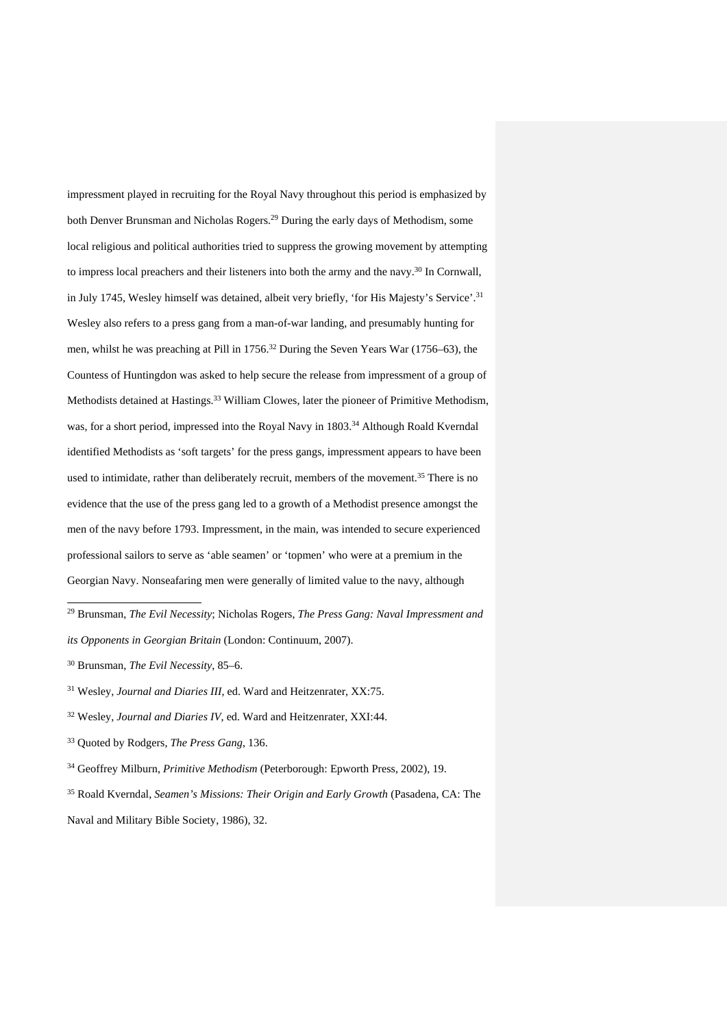impressment played in recruiting for the Royal Navy throughout this period is emphasized by both Denver Brunsman and Nicholas Rogers.[29] During the early days of Methodism, some local religious and political authorities tried to suppress the growing movement by attempting to impress local preachers and their listeners into both the army and the navy.[30] In Cornwall, in July 1745, Wesley himself was detained, albeit very briefly, 'for His Majesty's Service'.[31] Wesley also refers to a press gang from a man-of-war landing, and presumably hunting for men, whilst he was preaching at Pill in 1756.[32] During the Seven Years War (1756–63), the Countess of Huntingdon was asked to help secure the release from impressment of a group of Methodists detained at Hastings.[33] William Clowes, later the pioneer of Primitive Methodism, was, for a short period, impressed into the Royal Navy in 1803.[34] Although Roald Kverndal identified Methodists as 'soft targets' for the press gangs, impressment appears to have been used to intimidate, rather than deliberately recruit, members of the movement.[35] There is no evidence that the use of the press gang led to a growth of a Methodist presence amongst the men of the navy before 1793. Impressment, in the main, was intended to secure experienced professional sailors to serve as 'able seamen' or 'topmen' who were at a premium in the Georgian Navy. Nonseafaring men were generally of limited value to the navy, although

---

[29] Brunsman, *The Evil Necessity*; Nicholas Rogers, *The Press Gang: Naval Impressment and its Opponents in Georgian Britain* (London: Continuum, 2007).

[30] Brunsman, *The Evil Necessity*, 85–6.

[31] Wesley, *Journal and Diaries III*, ed. Ward and Heitzenrater, XX:75.

[32] Wesley, *Journal and Diaries IV*, ed. Ward and Heitzenrater, XXI:44.

[33] Quoted by Rodgers, *The Press Gang*, 136.

[34] Geoffrey Milburn, *Primitive Methodism* (Peterborough: Epworth Press, 2002), 19.

[35] Roald Kverndal, *Seamen's Missions: Their Origin and Early Growth* (Pasadena, CA: The Naval and Military Bible Society, 1986), 32.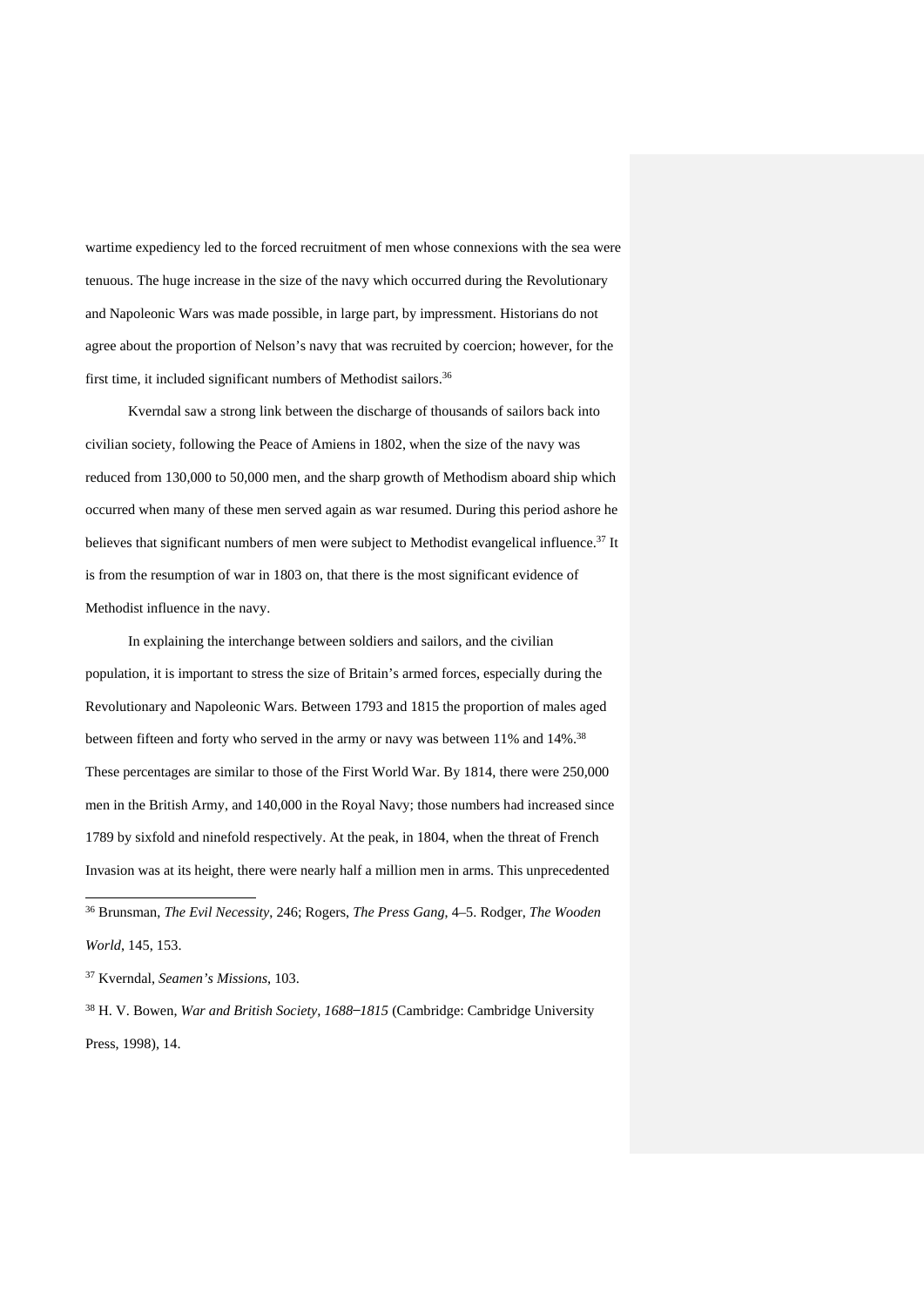wartime expediency led to the forced recruitment of men whose connexions with the sea were tenuous. The huge increase in the size of the navy which occurred during the Revolutionary and Napoleonic Wars was made possible, in large part, by impressment. Historians do not agree about the proportion of Nelson's navy that was recruited by coercion; however, for the first time, it included significant numbers of Methodist sailors.[36]

Kverndal saw a strong link between the discharge of thousands of sailors back into civilian society, following the Peace of Amiens in 1802, when the size of the navy was reduced from 130,000 to 50,000 men, and the sharp growth of Methodism aboard ship which occurred when many of these men served again as war resumed. During this period ashore he believes that significant numbers of men were subject to Methodist evangelical influence.[37] It is from the resumption of war in 1803 on, that there is the most significant evidence of Methodist influence in the navy.

In explaining the interchange between soldiers and sailors, and the civilian population, it is important to stress the size of Britain's armed forces, especially during the Revolutionary and Napoleonic Wars. Between 1793 and 1815 the proportion of males aged between fifteen and forty who served in the army or navy was between 11% and 14%.[38] These percentages are similar to those of the First World War. By 1814, there were 250,000 men in the British Army, and 140,000 in the Royal Navy; those numbers had increased since 1789 by sixfold and ninefold respectively. At the peak, in 1804, when the threat of French Invasion was at its height, there were nearly half a million men in arms. This unprecedented

---

[36] Brunsman, *The Evil Necessity*, 246; Rogers, *The Press Gang*, 4–5. Rodger, *The Wooden World*, 145, 153.

[37] Kverndal, *Seamen's Missions*, 103.

[38] H. V. Bowen, *War and British Society, 1688‒1815* (Cambridge: Cambridge University Press, 1998), 14.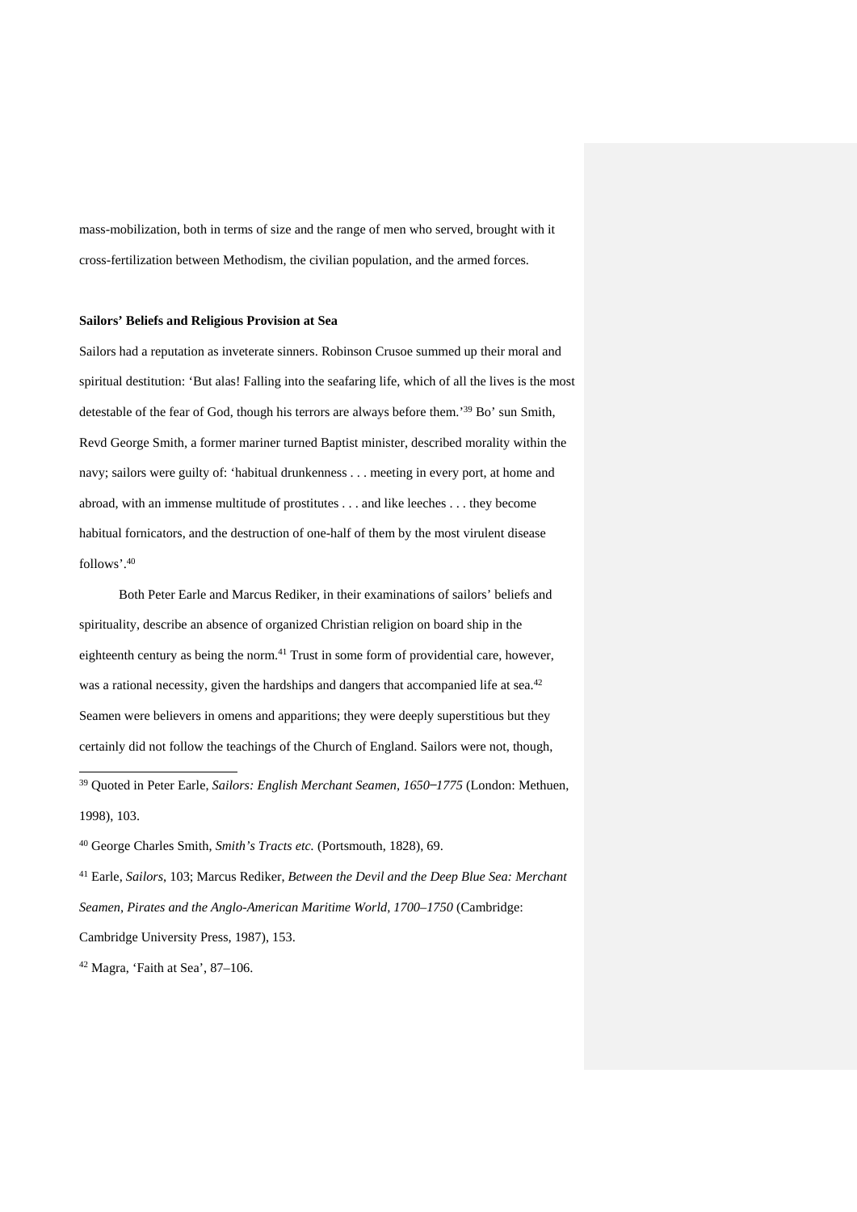mass-mobilization, both in terms of size and the range of men who served, brought with it cross-fertilization between Methodism, the civilian population, and the armed forces.

### Sailors' Beliefs and Religious Provision at Sea

Sailors had a reputation as inveterate sinners. Robinson Crusoe summed up their moral and spiritual destitution: 'But alas! Falling into the seafaring life, which of all the lives is the most detestable of the fear of God, though his terrors are always before them.'[39] Bo' sun Smith, Revd George Smith, a former mariner turned Baptist minister, described morality within the navy; sailors were guilty of: 'habitual drunkenness . . . meeting in every port, at home and abroad, with an immense multitude of prostitutes . . . and like leeches . . . they become habitual fornicators, and the destruction of one-half of them by the most virulent disease follows'.[40]

Both Peter Earle and Marcus Rediker, in their examinations of sailors' beliefs and spirituality, describe an absence of organized Christian religion on board ship in the eighteenth century as being the norm.[41] Trust in some form of providential care, however, was a rational necessity, given the hardships and dangers that accompanied life at sea.[42] Seamen were believers in omens and apparitions; they were deeply superstitious but they certainly did not follow the teachings of the Church of England. Sailors were not, though,

---

[39] Quoted in Peter Earle, *Sailors: English Merchant Seamen, 1650–1775* (London: Methuen, 1998), 103.

[40] George Charles Smith, *Smith's Tracts etc.* (Portsmouth, 1828), 69.

[41] Earle, *Sailors*, 103; Marcus Rediker, *Between the Devil and the Deep Blue Sea: Merchant Seamen, Pirates and the Anglo-American Maritime World, 1700–1750* (Cambridge: Cambridge University Press, 1987), 153.

[42] Magra, 'Faith at Sea', 87–106.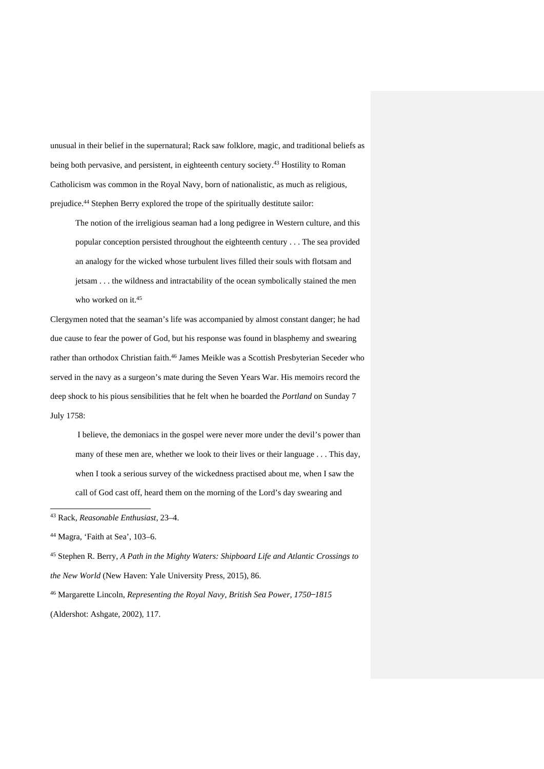unusual in their belief in the supernatural; Rack saw folklore, magic, and traditional beliefs as being both pervasive, and persistent, in eighteenth century society.[43] Hostility to Roman Catholicism was common in the Royal Navy, born of nationalistic, as much as religious, prejudice.[44] Stephen Berry explored the trope of the spiritually destitute sailor:

> The notion of the irreligious seaman had a long pedigree in Western culture, and this popular conception persisted throughout the eighteenth century . . . The sea provided an analogy for the wicked whose turbulent lives filled their souls with flotsam and jetsam . . . the wildness and intractability of the ocean symbolically stained the men who worked on it.[45]

Clergymen noted that the seaman's life was accompanied by almost constant danger; he had due cause to fear the power of God, but his response was found in blasphemy and swearing rather than orthodox Christian faith.[46] James Meikle was a Scottish Presbyterian Seceder who served in the navy as a surgeon's mate during the Seven Years War. His memoirs record the deep shock to his pious sensibilities that he felt when he boarded the *Portland* on Sunday 7 July 1758:

> I believe, the demoniacs in the gospel were never more under the devil's power than many of these men are, whether we look to their lives or their language . . . This day, when I took a serious survey of the wickedness practised about me, when I saw the call of God cast off, heard them on the morning of the Lord's day swearing and

---

[43] Rack, *Reasonable Enthusiast*, 23–4.

[44] Magra, 'Faith at Sea', 103–6.

[45] Stephen R. Berry, *A Path in the Mighty Waters: Shipboard Life and Atlantic Crossings to the New World* (New Haven: Yale University Press, 2015), 86.

[46] Margarette Lincoln, *Representing the Royal Navy, British Sea Power, 1750–1815* (Aldershot: Ashgate, 2002), 117.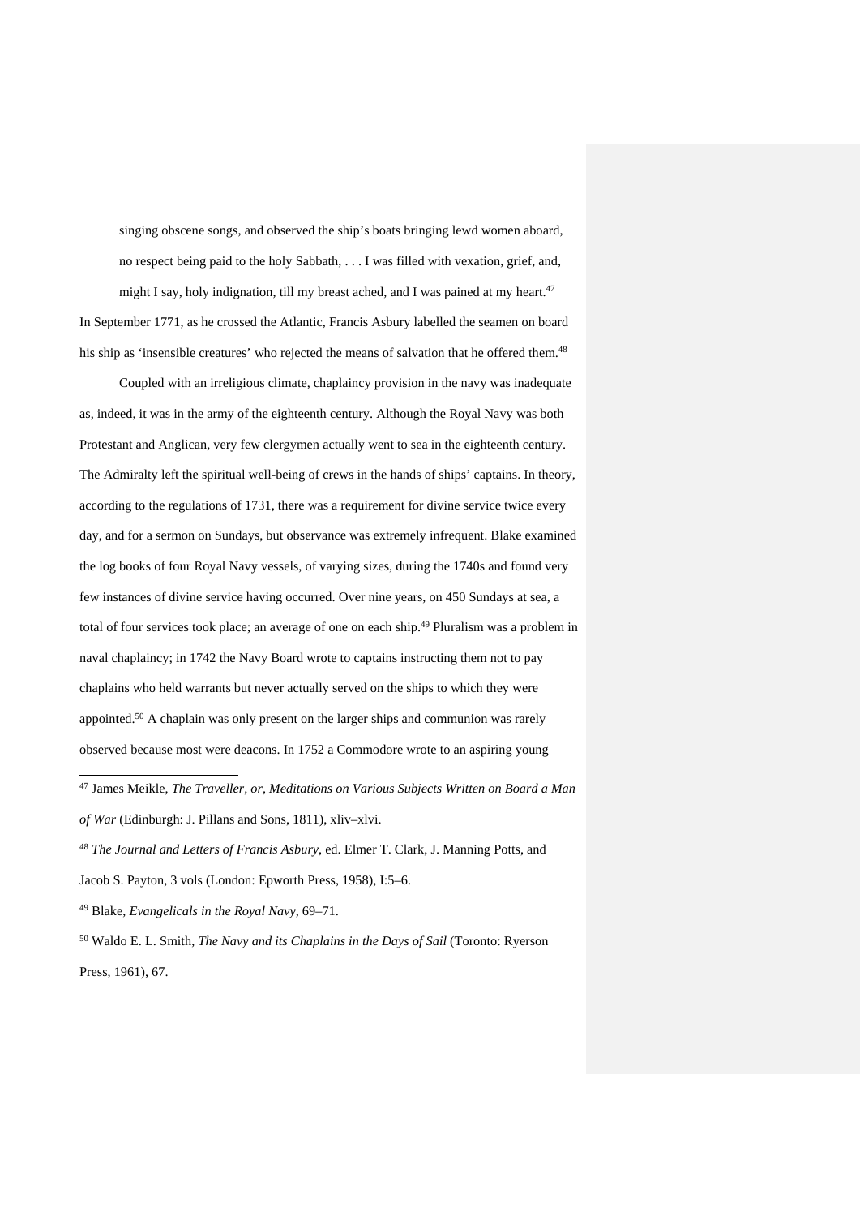> singing obscene songs, and observed the ship's boats bringing lewd women aboard, no respect being paid to the holy Sabbath, . . . I was filled with vexation, grief, and, might I say, holy indignation, till my breast ached, and I was pained at my heart.[47]

In September 1771, as he crossed the Atlantic, Francis Asbury labelled the seamen on board his ship as 'insensible creatures' who rejected the means of salvation that he offered them.[48]

Coupled with an irreligious climate, chaplaincy provision in the navy was inadequate as, indeed, it was in the army of the eighteenth century. Although the Royal Navy was both Protestant and Anglican, very few clergymen actually went to sea in the eighteenth century. The Admiralty left the spiritual well-being of crews in the hands of ships' captains. In theory, according to the regulations of 1731, there was a requirement for divine service twice every day, and for a sermon on Sundays, but observance was extremely infrequent. Blake examined the log books of four Royal Navy vessels, of varying sizes, during the 1740s and found very few instances of divine service having occurred. Over nine years, on 450 Sundays at sea, a total of four services took place; an average of one on each ship.[49] Pluralism was a problem in naval chaplaincy; in 1742 the Navy Board wrote to captains instructing them not to pay chaplains who held warrants but never actually served on the ships to which they were appointed.[50] A chaplain was only present on the larger ships and communion was rarely observed because most were deacons. In 1752 a Commodore wrote to an aspiring young

---

[47] James Meikle, *The Traveller, or, Meditations on Various Subjects Written on Board a Man of War* (Edinburgh: J. Pillans and Sons, 1811), xliv–xlvi.

[48] *The Journal and Letters of Francis Asbury*, ed. Elmer T. Clark, J. Manning Potts, and Jacob S. Payton, 3 vols (London: Epworth Press, 1958), I:5–6.

[49] Blake, *Evangelicals in the Royal Navy*, 69–71.

[50] Waldo E. L. Smith, *The Navy and its Chaplains in the Days of Sail* (Toronto: Ryerson Press, 1961), 67.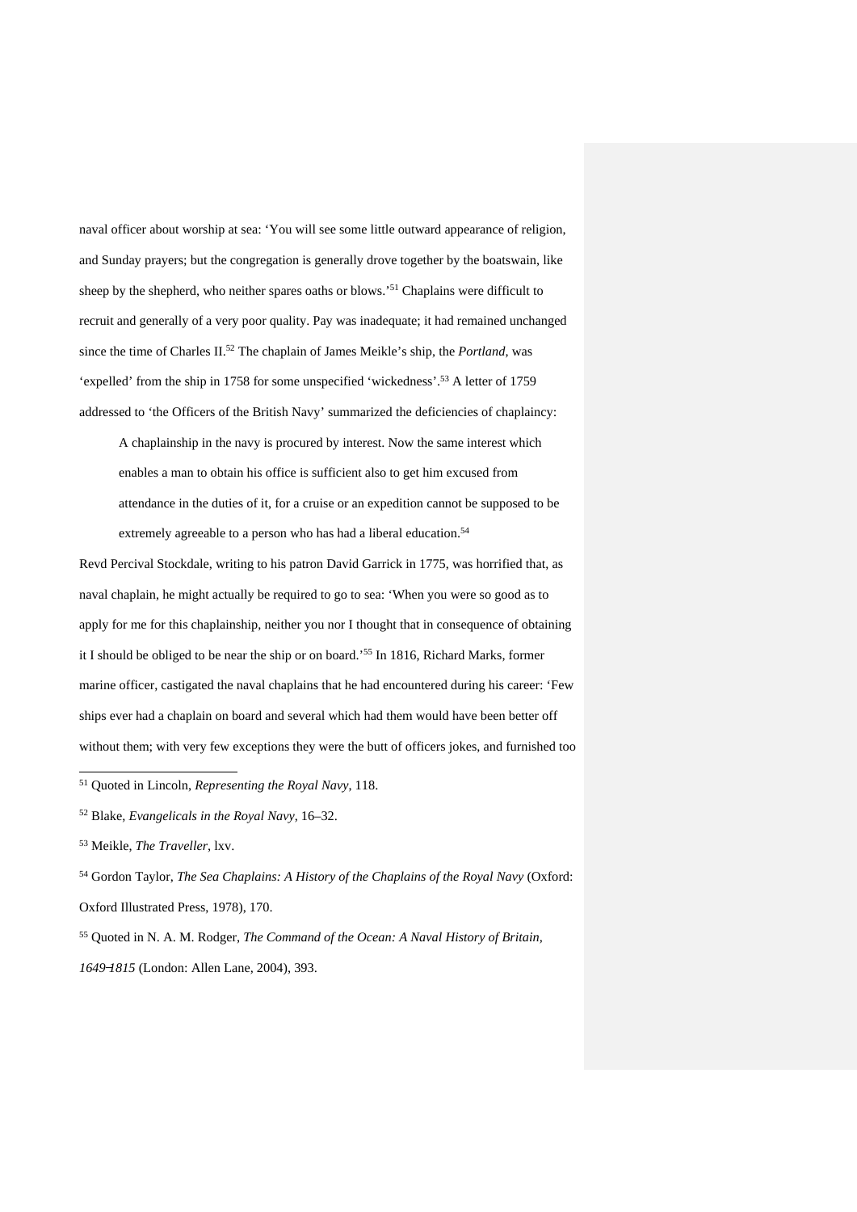naval officer about worship at sea: ‘You will see some little outward appearance of religion, and Sunday prayers; but the congregation is generally drove together by the boatswain, like sheep by the shepherd, who neither spares oaths or blows.’[51] Chaplains were difficult to recruit and generally of a very poor quality. Pay was inadequate; it had remained unchanged since the time of Charles II.[52] The chaplain of James Meikle’s ship, the *Portland*, was ‘expelled’ from the ship in 1758 for some unspecified ‘wickedness’.[53] A letter of 1759 addressed to ‘the Officers of the British Navy’ summarized the deficiencies of chaplaincy:

> A chaplainship in the navy is procured by interest. Now the same interest which enables a man to obtain his office is sufficient also to get him excused from attendance in the duties of it, for a cruise or an expedition cannot be supposed to be extremely agreeable to a person who has had a liberal education.[54]

Revd Percival Stockdale, writing to his patron David Garrick in 1775, was horrified that, as naval chaplain, he might actually be required to go to sea: ‘When you were so good as to apply for me for this chaplainship, neither you nor I thought that in consequence of obtaining it I should be obliged to be near the ship or on board.’[55] In 1816, Richard Marks, former marine officer, castigated the naval chaplains that he had encountered during his career: ‘Few ships ever had a chaplain on board and several which had them would have been better off without them; with very few exceptions they were the butt of officers jokes, and furnished too

---

[51] Quoted in Lincoln, *Representing the Royal Navy*, 118.

[52] Blake, *Evangelicals in the Royal Navy*, 16–32.

[53] Meikle, *The Traveller*, lxv.

[54] Gordon Taylor, *The Sea Chaplains: A History of the Chaplains of the Royal Navy* (Oxford: Oxford Illustrated Press, 1978), 170.

[55] Quoted in N. A. M. Rodger, *The Command of the Ocean: A Naval History of Britain, 1649–1815* (London: Allen Lane, 2004), 393.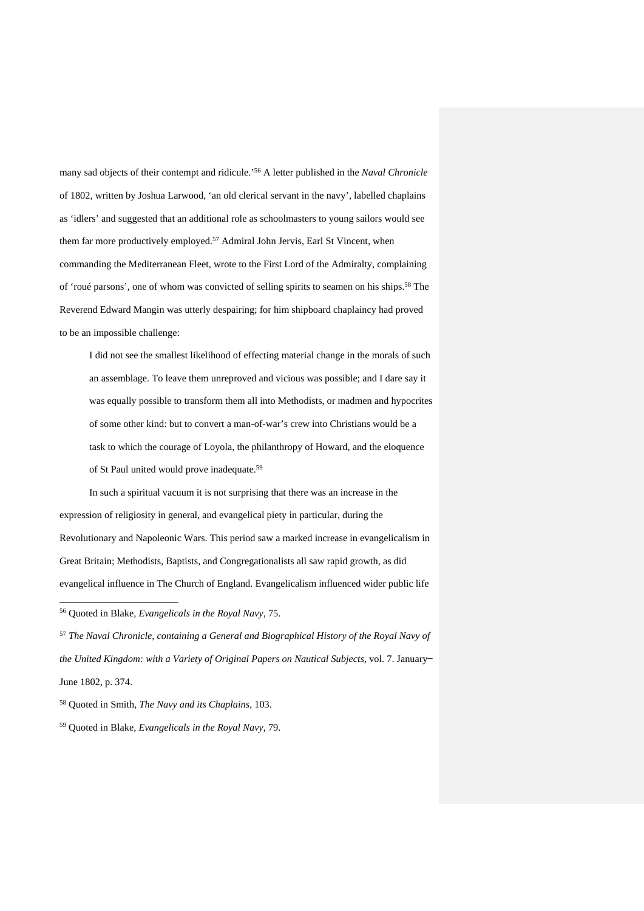many sad objects of their contempt and ridicule.'[56] A letter published in the *Naval Chronicle* of 1802, written by Joshua Larwood, 'an old clerical servant in the navy', labelled chaplains as 'idlers' and suggested that an additional role as schoolmasters to young sailors would see them far more productively employed.[57] Admiral John Jervis, Earl St Vincent, when commanding the Mediterranean Fleet, wrote to the First Lord of the Admiralty, complaining of 'roué parsons', one of whom was convicted of selling spirits to seamen on his ships.[58] The Reverend Edward Mangin was utterly despairing; for him shipboard chaplaincy had proved to be an impossible challenge:

> I did not see the smallest likelihood of effecting material change in the morals of such an assemblage. To leave them unreproved and vicious was possible; and I dare say it was equally possible to transform them all into Methodists, or madmen and hypocrites of some other kind: but to convert a man-of-war's crew into Christians would be a task to which the courage of Loyola, the philanthropy of Howard, and the eloquence of St Paul united would prove inadequate.[59]

In such a spiritual vacuum it is not surprising that there was an increase in the expression of religiosity in general, and evangelical piety in particular, during the Revolutionary and Napoleonic Wars. This period saw a marked increase in evangelicalism in Great Britain; Methodists, Baptists, and Congregationalists all saw rapid growth, as did evangelical influence in The Church of England. Evangelicalism influenced wider public life

---

[56] Quoted in Blake, *Evangelicals in the Royal Navy*, 75.

[57] *The Naval Chronicle, containing a General and Biographical History of the Royal Navy of the United Kingdom: with a Variety of Original Papers on Nautical Subjects*, vol. 7. January–June 1802, p. 374.

[58] Quoted in Smith, *The Navy and its Chaplains*, 103.

[59] Quoted in Blake, *Evangelicals in the Royal Navy*, 79.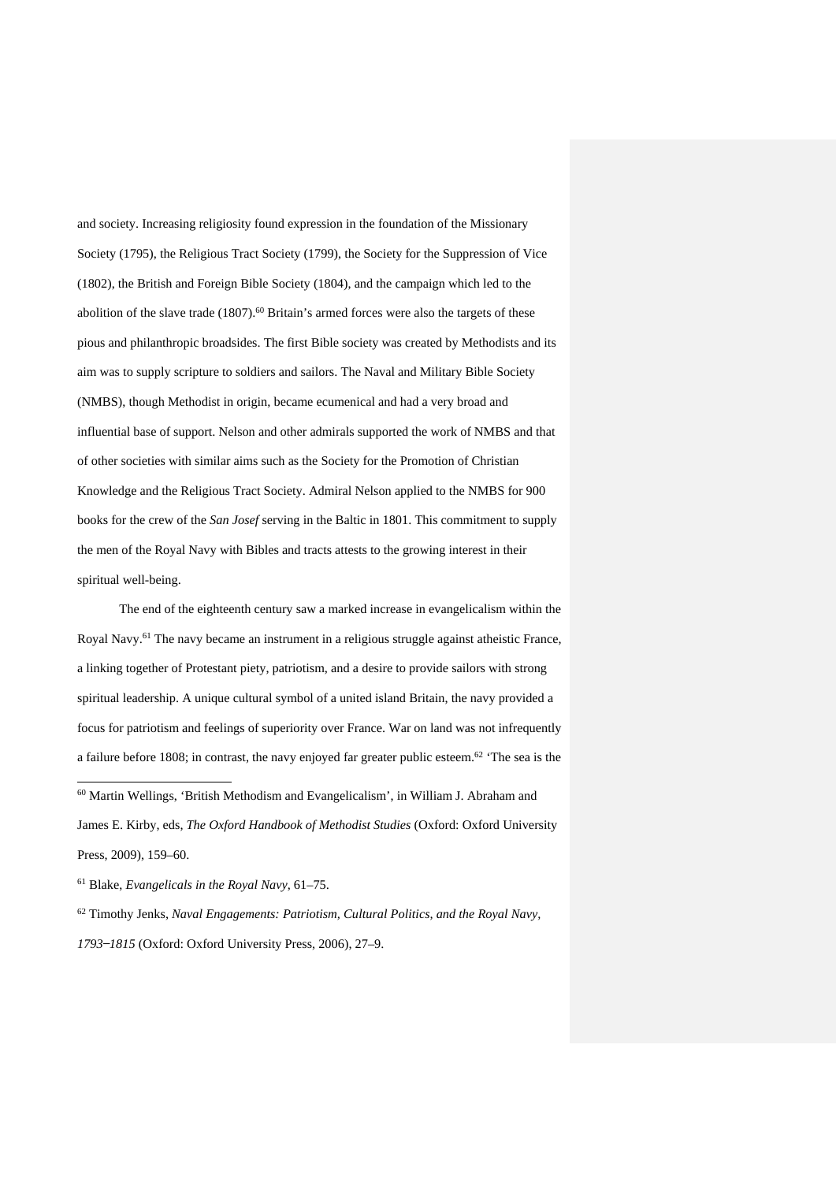and society. Increasing religiosity found expression in the foundation of the Missionary Society (1795), the Religious Tract Society (1799), the Society for the Suppression of Vice (1802), the British and Foreign Bible Society (1804), and the campaign which led to the abolition of the slave trade (1807).[60] Britain's armed forces were also the targets of these pious and philanthropic broadsides. The first Bible society was created by Methodists and its aim was to supply scripture to soldiers and sailors. The Naval and Military Bible Society (NMBS), though Methodist in origin, became ecumenical and had a very broad and influential base of support. Nelson and other admirals supported the work of NMBS and that of other societies with similar aims such as the Society for the Promotion of Christian Knowledge and the Religious Tract Society. Admiral Nelson applied to the NMBS for 900 books for the crew of the *San Josef* serving in the Baltic in 1801. This commitment to supply the men of the Royal Navy with Bibles and tracts attests to the growing interest in their spiritual well-being.

The end of the eighteenth century saw a marked increase in evangelicalism within the Royal Navy.[61] The navy became an instrument in a religious struggle against atheistic France, a linking together of Protestant piety, patriotism, and a desire to provide sailors with strong spiritual leadership. A unique cultural symbol of a united island Britain, the navy provided a focus for patriotism and feelings of superiority over France. War on land was not infrequently a failure before 1808; in contrast, the navy enjoyed far greater public esteem.[62] 'The sea is the

---

[60] Martin Wellings, 'British Methodism and Evangelicalism', in William J. Abraham and James E. Kirby, eds, *The Oxford Handbook of Methodist Studies* (Oxford: Oxford University Press, 2009), 159–60.

[61] Blake, *Evangelicals in the Royal Navy*, 61–75.

[62] Timothy Jenks, *Naval Engagements: Patriotism, Cultural Politics, and the Royal Navy, 1793‒1815* (Oxford: Oxford University Press, 2006), 27–9.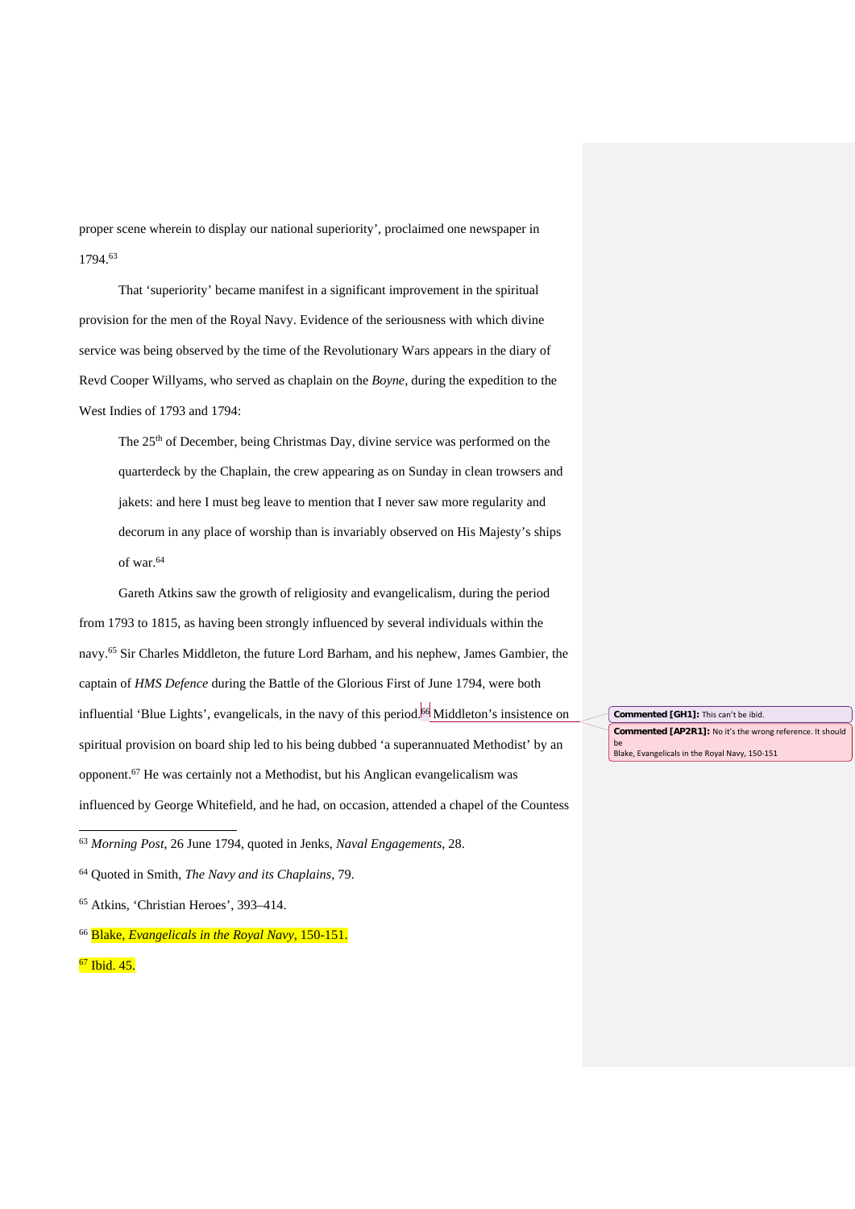proper scene wherein to display our national superiority', proclaimed one newspaper in 1794.[63]

That 'superiority' became manifest in a significant improvement in the spiritual provision for the men of the Royal Navy. Evidence of the seriousness with which divine service was being observed by the time of the Revolutionary Wars appears in the diary of Revd Cooper Willyams, who served as chaplain on the *Boyne*, during the expedition to the West Indies of 1793 and 1794:

> The 25th of December, being Christmas Day, divine service was performed on the quarterdeck by the Chaplain, the crew appearing as on Sunday in clean trowsers and jakets: and here I must beg leave to mention that I never saw more regularity and decorum in any place of worship than is invariably observed on His Majesty's ships of war.[64]

Gareth Atkins saw the growth of religiosity and evangelicalism, during the period from 1793 to 1815, as having been strongly influenced by several individuals within the navy.[65] Sir Charles Middleton, the future Lord Barham, and his nephew, James Gambier, the captain of *HMS Defence* during the Battle of the Glorious First of June 1794, were both influential 'Blue Lights', evangelicals, in the navy of this period.[66] Middleton's insistence on spiritual provision on board ship led to his being dubbed 'a superannuated Methodist' by an opponent.[67] He was certainly not a Methodist, but his Anglican evangelicalism was influenced by George Whitefield, and he had, on occasion, attended a chapel of the Countess

Commented [GH1]: This can't be ibid.

Commented [AP2R1]: No it's the wrong reference. It should be Blake, Evangelicals in the Royal Navy, 150-151

---

[63] *Morning Post*, 26 June 1794, quoted in Jenks, *Naval Engagements*, 28.

[64] Quoted in Smith, *The Navy and its Chaplains*, 79.

[65] Atkins, 'Christian Heroes', 393–414.

[66] Blake, *Evangelicals in the Royal Navy*, 150-151.

[67] Ibid. 45.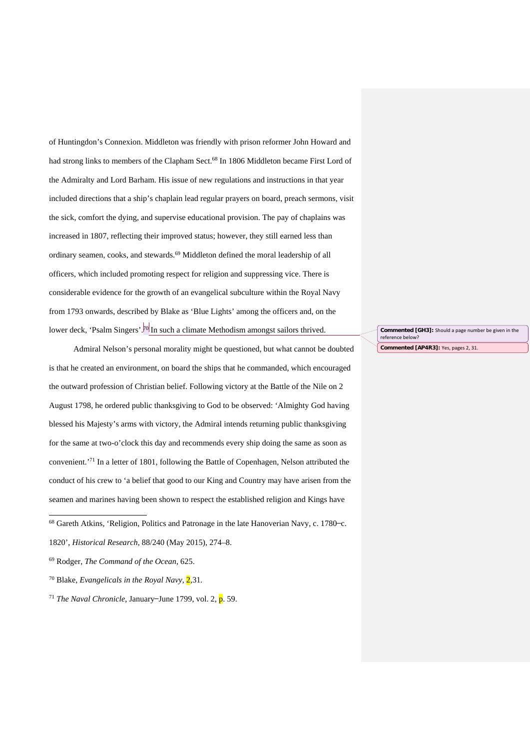of Huntingdon's Connexion. Middleton was friendly with prison reformer John Howard and had strong links to members of the Clapham Sect.[68] In 1806 Middleton became First Lord of the Admiralty and Lord Barham. His issue of new regulations and instructions in that year included directions that a ship's chaplain lead regular prayers on board, preach sermons, visit the sick, comfort the dying, and supervise educational provision. The pay of chaplains was increased in 1807, reflecting their improved status; however, they still earned less than ordinary seamen, cooks, and stewards.[69] Middleton defined the moral leadership of all officers, which included promoting respect for religion and suppressing vice. There is considerable evidence for the growth of an evangelical subculture within the Royal Navy from 1793 onwards, described by Blake as 'Blue Lights' among the officers and, on the lower deck, 'Psalm Singers'.[70] In such a climate Methodism amongst sailors thrived.

Admiral Nelson's personal morality might be questioned, but what cannot be doubted is that he created an environment, on board the ships that he commanded, which encouraged the outward profession of Christian belief. Following victory at the Battle of the Nile on 2 August 1798, he ordered public thanksgiving to God to be observed: 'Almighty God having blessed his Majesty's arms with victory, the Admiral intends returning public thanksgiving for the same at two-o'clock this day and recommends every ship doing the same as soon as convenient.'[71] In a letter of 1801, following the Battle of Copenhagen, Nelson attributed the conduct of his crew to 'a belief that good to our King and Country may have arisen from the seamen and marines having been shown to respect the established religion and Kings have

---

[68] Gareth Atkins, 'Religion, Politics and Patronage in the late Hanoverian Navy, c. 1780–c. 1820', *Historical Research*, 88/240 (May 2015), 274–8.

[69] Rodger, *The Command of the Ocean*, 625.

[70] Blake, *Evangelicals in the Royal Navy*, 2,31.

[71] *The Naval Chronicle*, January–June 1799, vol. 2, p. 59.

**Commented [GH3]:** Should a page number be given in the reference below?

**Commented [AP4R3]:** Yes, pages 2, 31.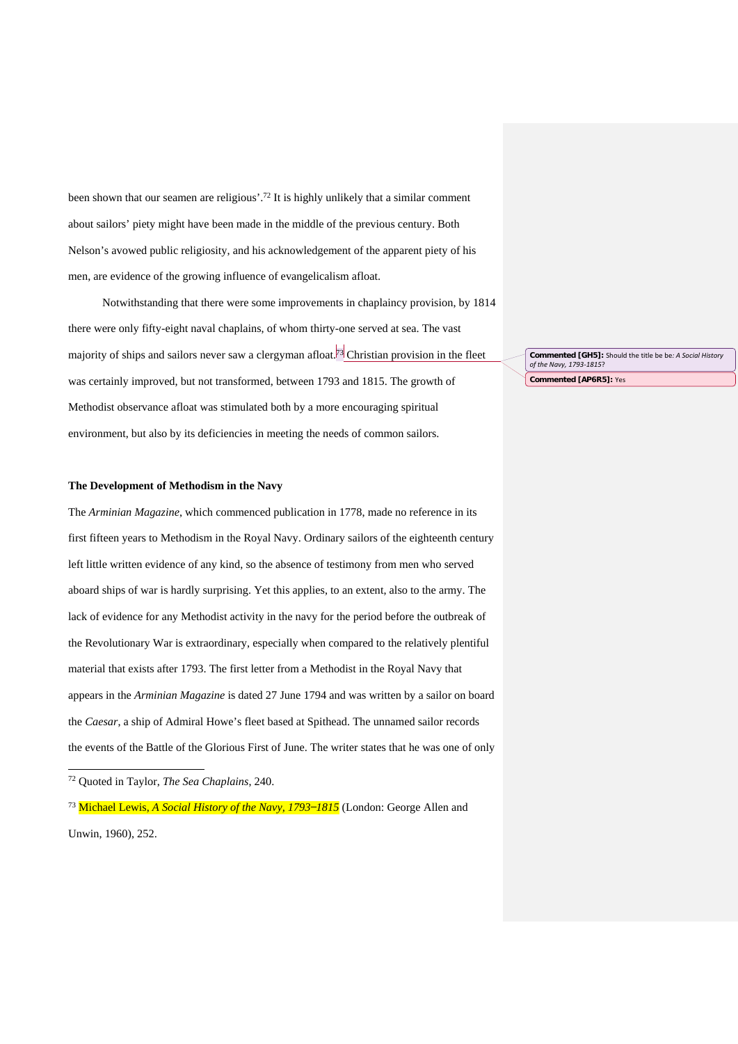been shown that our seamen are religious'.[72] It is highly unlikely that a similar comment about sailors' piety might have been made in the middle of the previous century. Both Nelson's avowed public religiosity, and his acknowledgement of the apparent piety of his men, are evidence of the growing influence of evangelicalism afloat.

Notwithstanding that there were some improvements in chaplaincy provision, by 1814 there were only fifty-eight naval chaplains, of whom thirty-one served at sea. The vast majority of ships and sailors never saw a clergyman afloat.[73] Christian provision in the fleet was certainly improved, but not transformed, between 1793 and 1815. The growth of Methodist observance afloat was stimulated both by a more encouraging spiritual environment, but also by its deficiencies in meeting the needs of common sailors.

**The Development of Methodism in the Navy**

The *Arminian Magazine*, which commenced publication in 1778, made no reference in its first fifteen years to Methodism in the Royal Navy. Ordinary sailors of the eighteenth century left little written evidence of any kind, so the absence of testimony from men who served aboard ships of war is hardly surprising. Yet this applies, to an extent, also to the army. The lack of evidence for any Methodist activity in the navy for the period before the outbreak of the Revolutionary War is extraordinary, especially when compared to the relatively plentiful material that exists after 1793. The first letter from a Methodist in the Royal Navy that appears in the *Arminian Magazine* is dated 27 June 1794 and was written by a sailor on board the *Caesar*, a ship of Admiral Howe's fleet based at Spithead. The unnamed sailor records the events of the Battle of the Glorious First of June. The writer states that he was one of only

[72] Quoted in Taylor, *The Sea Chaplains*, 240.

[73] Michael Lewis, *A Social History of the Navy, 1793–1815* (London: George Allen and Unwin, 1960), 252.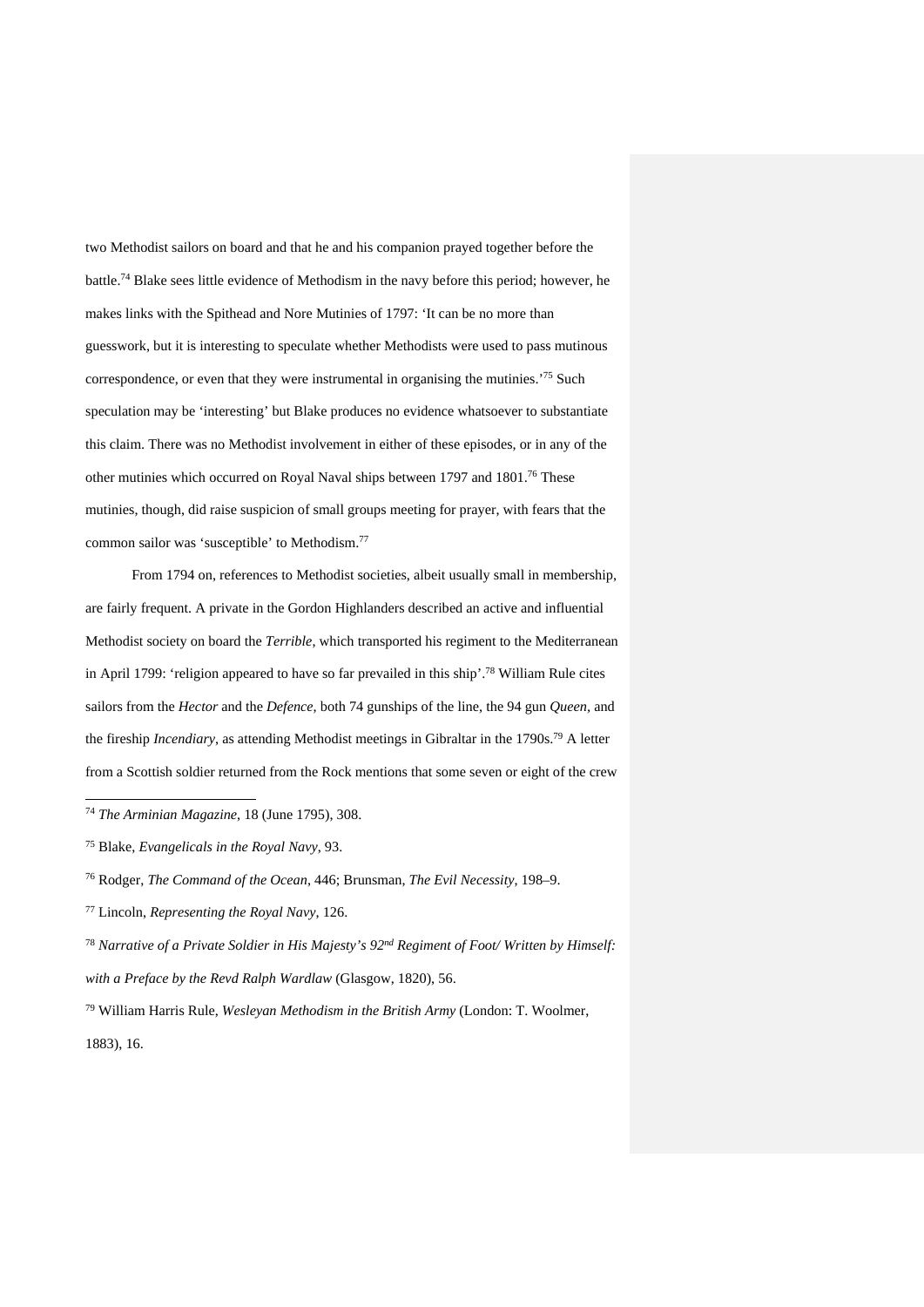two Methodist sailors on board and that he and his companion prayed together before the battle.[74] Blake sees little evidence of Methodism in the navy before this period; however, he makes links with the Spithead and Nore Mutinies of 1797: 'It can be no more than guesswork, but it is interesting to speculate whether Methodists were used to pass mutinous correspondence, or even that they were instrumental in organising the mutinies.'[75] Such speculation may be 'interesting' but Blake produces no evidence whatsoever to substantiate this claim. There was no Methodist involvement in either of these episodes, or in any of the other mutinies which occurred on Royal Naval ships between 1797 and 1801.[76] These mutinies, though, did raise suspicion of small groups meeting for prayer, with fears that the common sailor was 'susceptible' to Methodism.[77]

From 1794 on, references to Methodist societies, albeit usually small in membership, are fairly frequent. A private in the Gordon Highlanders described an active and influential Methodist society on board the *Terrible*, which transported his regiment to the Mediterranean in April 1799: 'religion appeared to have so far prevailed in this ship'.[78] William Rule cites sailors from the *Hector* and the *Defence*, both 74 gunships of the line, the 94 gun *Queen*, and the fireship *Incendiary*, as attending Methodist meetings in Gibraltar in the 1790s.[79] A letter from a Scottish soldier returned from the Rock mentions that some seven or eight of the crew

---

[74] *The Arminian Magazine*, 18 (June 1795), 308.

[75] Blake, *Evangelicals in the Royal Navy*, 93.

[76] Rodger, *The Command of the Ocean*, 446; Brunsman, *The Evil Necessity*, 198–9.

[77] Lincoln, *Representing the Royal Navy*, 126.

[78] *Narrative of a Private Soldier in His Majesty's 92nd Regiment of Foot/ Written by Himself: with a Preface by the Revd Ralph Wardlaw* (Glasgow, 1820), 56.

[79] William Harris Rule, *Wesleyan Methodism in the British Army* (London: T. Woolmer, 1883), 16.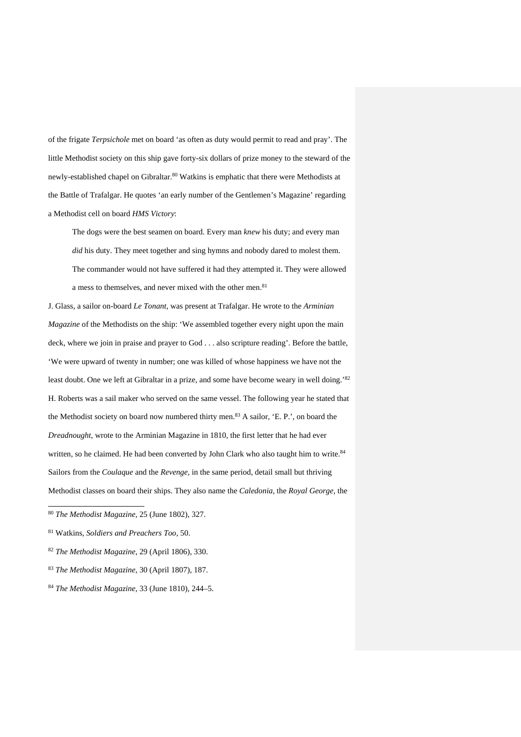of the frigate *Terpsichole* met on board 'as often as duty would permit to read and pray'. The little Methodist society on this ship gave forty-six dollars of prize money to the steward of the newly-established chapel on Gibraltar.[80] Watkins is emphatic that there were Methodists at the Battle of Trafalgar. He quotes 'an early number of the Gentlemen's Magazine' regarding a Methodist cell on board *HMS Victory*:

> The dogs were the best seamen on board. Every man *knew* his duty; and every man *did* his duty. They meet together and sing hymns and nobody dared to molest them. The commander would not have suffered it had they attempted it. They were allowed a mess to themselves, and never mixed with the other men.[81]

J. Glass, a sailor on-board *Le Tonant*, was present at Trafalgar. He wrote to the *Arminian Magazine* of the Methodists on the ship: 'We assembled together every night upon the main deck, where we join in praise and prayer to God . . . also scripture reading'. Before the battle, 'We were upward of twenty in number; one was killed of whose happiness we have not the least doubt. One we left at Gibraltar in a prize, and some have become weary in well doing.'[82] H. Roberts was a sail maker who served on the same vessel. The following year he stated that the Methodist society on board now numbered thirty men.[83] A sailor, 'E. P.', on board the *Dreadnought*, wrote to the Arminian Magazine in 1810, the first letter that he had ever written, so he claimed. He had been converted by John Clark who also taught him to write.[84] Sailors from the *Coulaque* and the *Revenge*, in the same period, detail small but thriving Methodist classes on board their ships. They also name the *Caledonia*, the *Royal George*, the

---

[80] *The Methodist Magazine*, 25 (June 1802), 327.

[81] Watkins, *Soldiers and Preachers Too*, 50.

[82] *The Methodist Magazine*, 29 (April 1806), 330.

[83] *The Methodist Magazine*, 30 (April 1807), 187.

[84] *The Methodist Magazine*, 33 (June 1810), 244–5.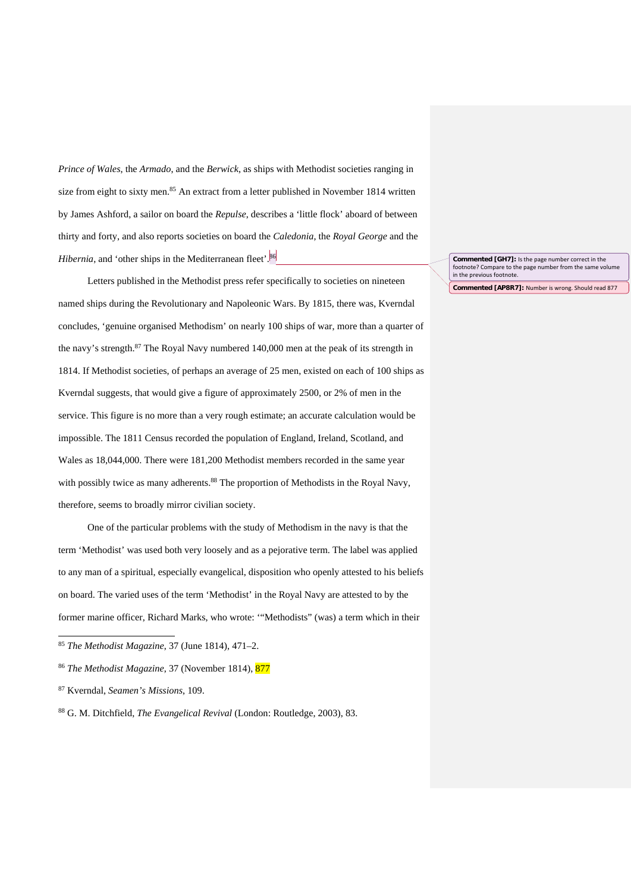*Prince of Wales*, the *Armado*, and the *Berwick*, as ships with Methodist societies ranging in size from eight to sixty men.[85] An extract from a letter published in November 1814 written by James Ashford, a sailor on board the *Repulse*, describes a 'little flock' aboard of between thirty and forty, and also reports societies on board the *Caledonia*, the *Royal George* and the *Hibernia*, and 'other ships in the Mediterranean fleet'.[86]

Letters published in the Methodist press refer specifically to societies on nineteen named ships during the Revolutionary and Napoleonic Wars. By 1815, there was, Kverndal concludes, 'genuine organised Methodism' on nearly 100 ships of war, more than a quarter of the navy's strength.[87] The Royal Navy numbered 140,000 men at the peak of its strength in 1814. If Methodist societies, of perhaps an average of 25 men, existed on each of 100 ships as Kverndal suggests, that would give a figure of approximately 2500, or 2% of men in the service. This figure is no more than a very rough estimate; an accurate calculation would be impossible. The 1811 Census recorded the population of England, Ireland, Scotland, and Wales as 18,044,000. There were 181,200 Methodist members recorded in the same year with possibly twice as many adherents.[88] The proportion of Methodists in the Royal Navy, therefore, seems to broadly mirror civilian society.

One of the particular problems with the study of Methodism in the navy is that the term 'Methodist' was used both very loosely and as a pejorative term. The label was applied to any man of a spiritual, especially evangelical, disposition who openly attested to his beliefs on board. The varied uses of the term 'Methodist' in the Royal Navy are attested to by the former marine officer, Richard Marks, who wrote: '"Methodists" (was) a term which in their

---

[85] *The Methodist Magazine*, 37 (June 1814), 471–2.

[86] *The Methodist Magazine*, 37 (November 1814), 877

[87] Kverndal, *Seamen's Missions*, 109.

[88] G. M. Ditchfield, *The Evangelical Revival* (London: Routledge, 2003), 83.

**Commented [GH7]:** Is the page number correct in the footnote? Compare to the page number from the same volume in the previous footnote.

**Commented [AP8R7]:** Number is wrong. Should read 877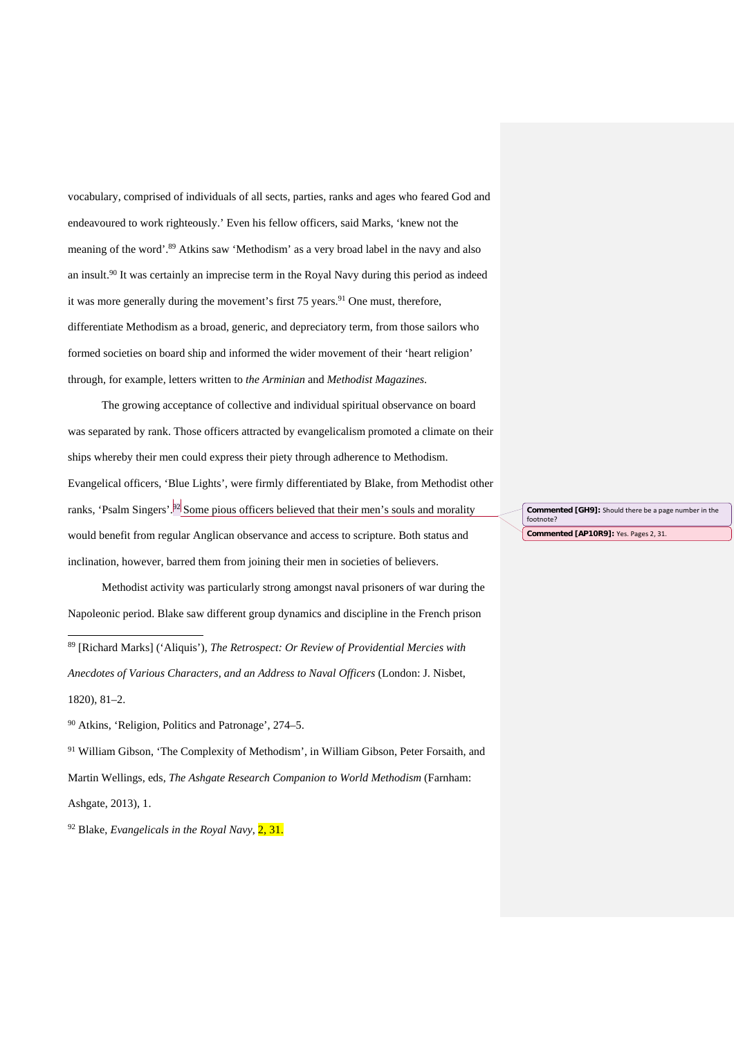vocabulary, comprised of individuals of all sects, parties, ranks and ages who feared God and endeavoured to work righteously.' Even his fellow officers, said Marks, 'knew not the meaning of the word'.[89] Atkins saw 'Methodism' as a very broad label in the navy and also an insult.[90] It was certainly an imprecise term in the Royal Navy during this period as indeed it was more generally during the movement's first 75 years.[91] One must, therefore, differentiate Methodism as a broad, generic, and depreciatory term, from those sailors who formed societies on board ship and informed the wider movement of their 'heart religion' through, for example, letters written to *the Arminian* and *Methodist Magazines*.

The growing acceptance of collective and individual spiritual observance on board was separated by rank. Those officers attracted by evangelicalism promoted a climate on their ships whereby their men could express their piety through adherence to Methodism. Evangelical officers, 'Blue Lights', were firmly differentiated by Blake, from Methodist other ranks, 'Psalm Singers'.[92] Some pious officers believed that their men's souls and morality would benefit from regular Anglican observance and access to scripture. Both status and inclination, however, barred them from joining their men in societies of believers.

Methodist activity was particularly strong amongst naval prisoners of war during the Napoleonic period. Blake saw different group dynamics and discipline in the French prison

Commented [GH9]: Should there be a page number in the footnote?

Commented [AP10R9]: Yes. Pages 2, 31.

---

[89] [Richard Marks] ('Aliquis'), *The Retrospect: Or Review of Providential Mercies with Anecdotes of Various Characters, and an Address to Naval Officers* (London: J. Nisbet, 1820), 81–2.

[90] Atkins, 'Religion, Politics and Patronage', 274–5.

[91] William Gibson, 'The Complexity of Methodism', in William Gibson, Peter Forsaith, and Martin Wellings, eds, *The Ashgate Research Companion to World Methodism* (Farnham: Ashgate, 2013), 1.

[92] Blake, *Evangelicals in the Royal Navy*, 2, 31.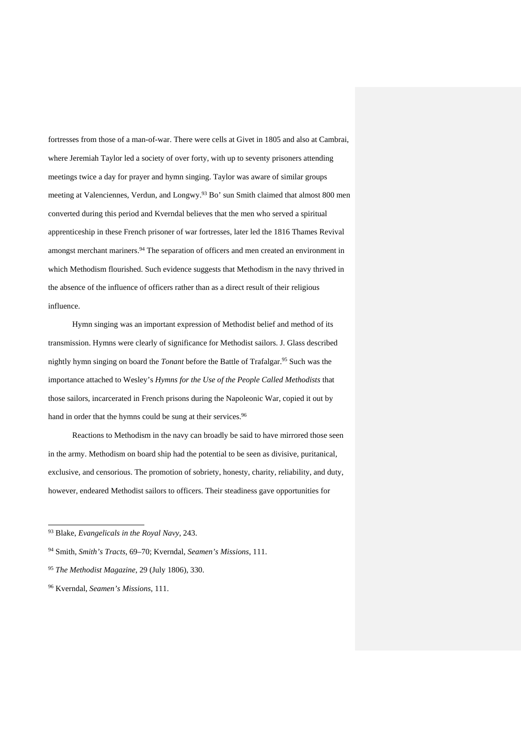fortresses from those of a man-of-war. There were cells at Givet in 1805 and also at Cambrai, where Jeremiah Taylor led a society of over forty, with up to seventy prisoners attending meetings twice a day for prayer and hymn singing. Taylor was aware of similar groups meeting at Valenciennes, Verdun, and Longwy.[93] Bo' sun Smith claimed that almost 800 men converted during this period and Kverndal believes that the men who served a spiritual apprenticeship in these French prisoner of war fortresses, later led the 1816 Thames Revival amongst merchant mariners.[94] The separation of officers and men created an environment in which Methodism flourished. Such evidence suggests that Methodism in the navy thrived in the absence of the influence of officers rather than as a direct result of their religious influence.

Hymn singing was an important expression of Methodist belief and method of its transmission. Hymns were clearly of significance for Methodist sailors. J. Glass described nightly hymn singing on board the *Tonant* before the Battle of Trafalgar.[95] Such was the importance attached to Wesley's *Hymns for the Use of the People Called Methodists* that those sailors, incarcerated in French prisons during the Napoleonic War, copied it out by hand in order that the hymns could be sung at their services.[96]

Reactions to Methodism in the navy can broadly be said to have mirrored those seen in the army. Methodism on board ship had the potential to be seen as divisive, puritanical, exclusive, and censorious. The promotion of sobriety, honesty, charity, reliability, and duty, however, endeared Methodist sailors to officers. Their steadiness gave opportunities for

---

[93] Blake, *Evangelicals in the Royal Navy*, 243.

[94] Smith, *Smith's Tracts*, 69–70; Kverndal, *Seamen's Missions*, 111.

[95] *The Methodist Magazine*, 29 (July 1806), 330.

[96] Kverndal, *Seamen's Missions*, 111.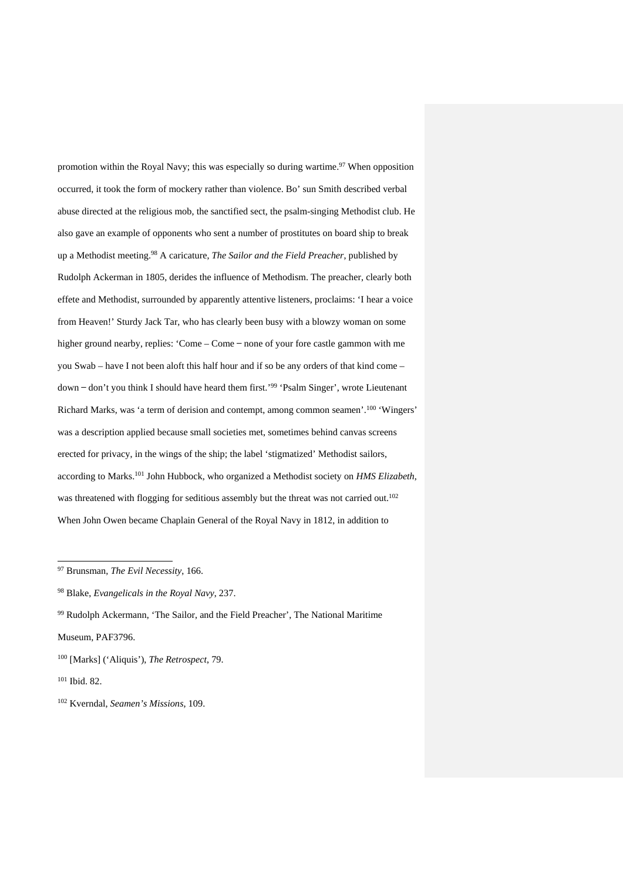promotion within the Royal Navy; this was especially so during wartime.[97] When opposition occurred, it took the form of mockery rather than violence. Bo' sun Smith described verbal abuse directed at the religious mob, the sanctified sect, the psalm-singing Methodist club. He also gave an example of opponents who sent a number of prostitutes on board ship to break up a Methodist meeting.[98] A caricature, *The Sailor and the Field Preacher*, published by Rudolph Ackerman in 1805, derides the influence of Methodism. The preacher, clearly both effete and Methodist, surrounded by apparently attentive listeners, proclaims: 'I hear a voice from Heaven!' Sturdy Jack Tar, who has clearly been busy with a blowzy woman on some higher ground nearby, replies: 'Come – Come – none of your fore castle gammon with me you Swab – have I not been aloft this half hour and if so be any orders of that kind come – down – don't you think I should have heard them first.'[99] 'Psalm Singer', wrote Lieutenant Richard Marks, was 'a term of derision and contempt, among common seamen'.[100] 'Wingers' was a description applied because small societies met, sometimes behind canvas screens erected for privacy, in the wings of the ship; the label 'stigmatized' Methodist sailors, according to Marks.[101] John Hubbock, who organized a Methodist society on *HMS Elizabeth*, was threatened with flogging for seditious assembly but the threat was not carried out.[102] When John Owen became Chaplain General of the Royal Navy in 1812, in addition to

[97] Brunsman, *The Evil Necessity*, 166.

[98] Blake, *Evangelicals in the Royal Navy*, 237.

[99] Rudolph Ackermann, 'The Sailor, and the Field Preacher', The National Maritime Museum, PAF3796.

[100] [Marks] ('Aliquis'), *The Retrospect*, 79.

[101] Ibid. 82.

[102] Kverndal, *Seamen's Missions*, 109.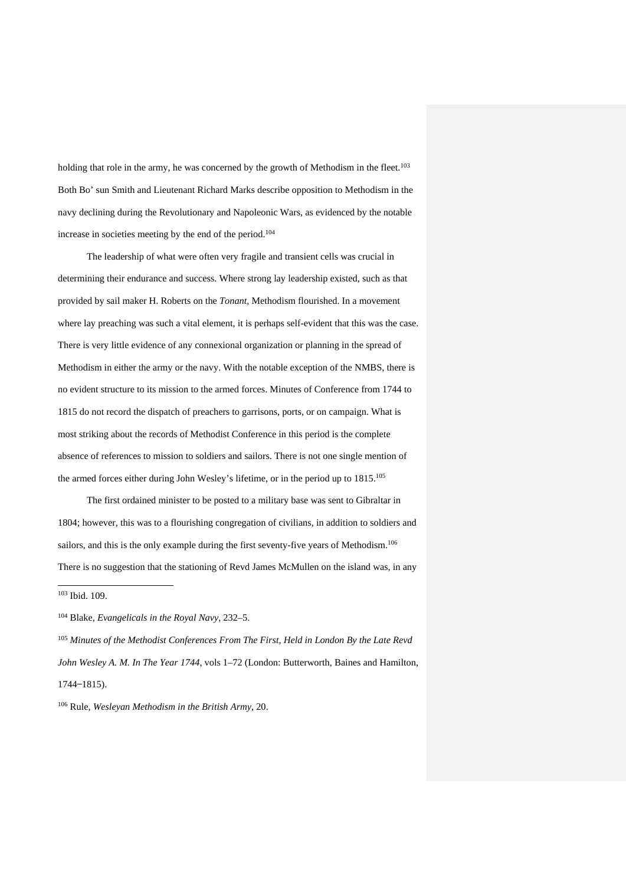holding that role in the army, he was concerned by the growth of Methodism in the fleet.[103] Both Bo' sun Smith and Lieutenant Richard Marks describe opposition to Methodism in the navy declining during the Revolutionary and Napoleonic Wars, as evidenced by the notable increase in societies meeting by the end of the period.[104]

The leadership of what were often very fragile and transient cells was crucial in determining their endurance and success. Where strong lay leadership existed, such as that provided by sail maker H. Roberts on the *Tonant*, Methodism flourished. In a movement where lay preaching was such a vital element, it is perhaps self-evident that this was the case. There is very little evidence of any connexional organization or planning in the spread of Methodism in either the army or the navy. With the notable exception of the NMBS, there is no evident structure to its mission to the armed forces. Minutes of Conference from 1744 to 1815 do not record the dispatch of preachers to garrisons, ports, or on campaign. What is most striking about the records of Methodist Conference in this period is the complete absence of references to mission to soldiers and sailors. There is not one single mention of the armed forces either during John Wesley's lifetime, or in the period up to 1815.[105]

The first ordained minister to be posted to a military base was sent to Gibraltar in 1804; however, this was to a flourishing congregation of civilians, in addition to soldiers and sailors, and this is the only example during the first seventy-five years of Methodism.[106] There is no suggestion that the stationing of Revd James McMullen on the island was, in any

---

[103] Ibid. 109.

[104] Blake, *Evangelicals in the Royal Navy*, 232–5.

[105] *Minutes of the Methodist Conferences From The First, Held in London By the Late Revd John Wesley A. M. In The Year 1744*, vols 1–72 (London: Butterworth, Baines and Hamilton, 1744–1815).

[106] Rule, *Wesleyan Methodism in the British Army*, 20.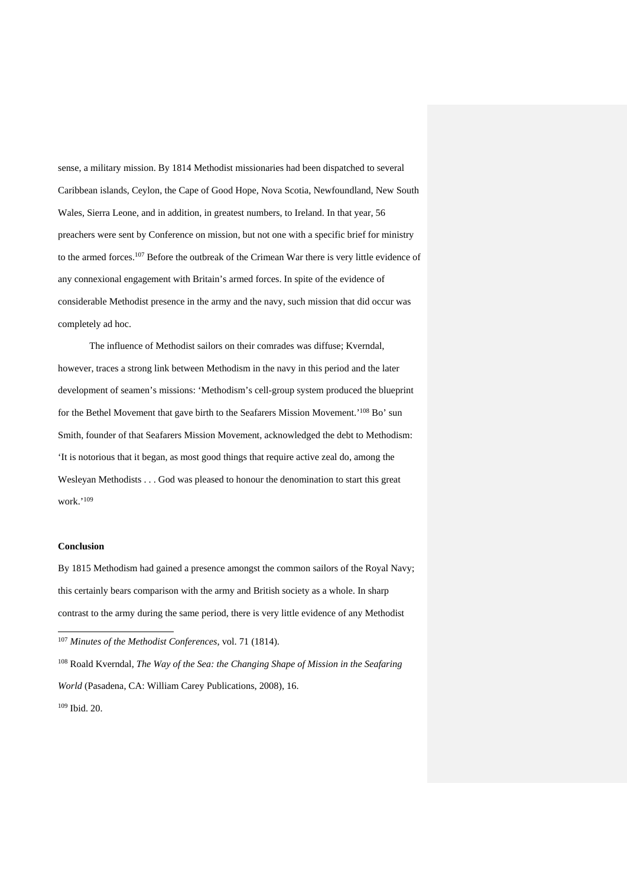sense, a military mission. By 1814 Methodist missionaries had been dispatched to several Caribbean islands, Ceylon, the Cape of Good Hope, Nova Scotia, Newfoundland, New South Wales, Sierra Leone, and in addition, in greatest numbers, to Ireland. In that year, 56 preachers were sent by Conference on mission, but not one with a specific brief for ministry to the armed forces.[107] Before the outbreak of the Crimean War there is very little evidence of any connexional engagement with Britain's armed forces. In spite of the evidence of considerable Methodist presence in the army and the navy, such mission that did occur was completely ad hoc.

The influence of Methodist sailors on their comrades was diffuse; Kverndal, however, traces a strong link between Methodism in the navy in this period and the later development of seamen's missions: 'Methodism's cell-group system produced the blueprint for the Bethel Movement that gave birth to the Seafarers Mission Movement.'[108] Bo' sun Smith, founder of that Seafarers Mission Movement, acknowledged the debt to Methodism: 'It is notorious that it began, as most good things that require active zeal do, among the Wesleyan Methodists . . . God was pleased to honour the denomination to start this great work.'[109]

**Conclusion**

By 1815 Methodism had gained a presence amongst the common sailors of the Royal Navy; this certainly bears comparison with the army and British society as a whole. In sharp contrast to the army during the same period, there is very little evidence of any Methodist

---

[107] *Minutes of the Methodist Conferences*, vol. 71 (1814).

[108] Roald Kverndal, *The Way of the Sea: the Changing Shape of Mission in the Seafaring World* (Pasadena, CA: William Carey Publications, 2008), 16.

[109] Ibid. 20.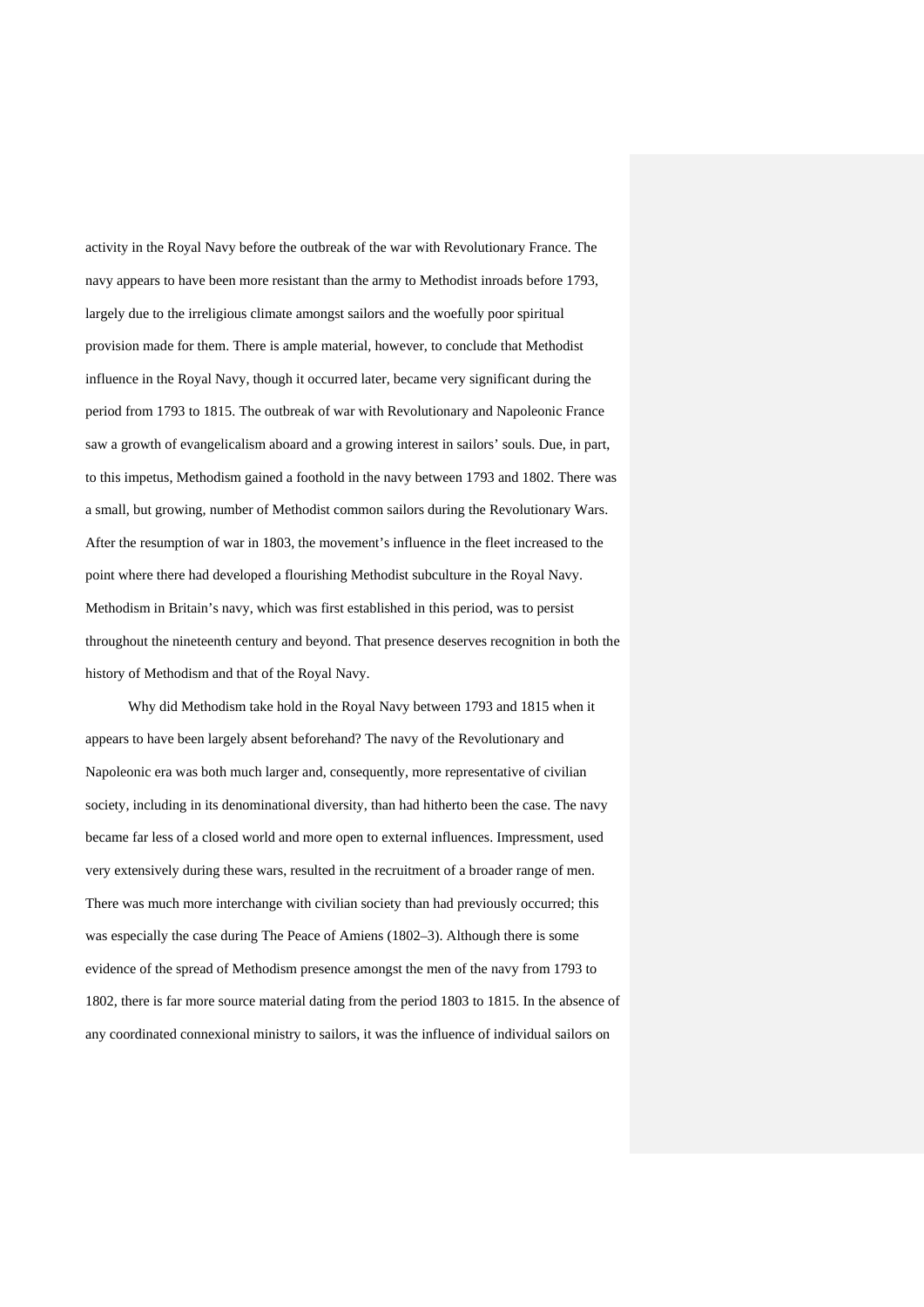activity in the Royal Navy before the outbreak of the war with Revolutionary France. The navy appears to have been more resistant than the army to Methodist inroads before 1793, largely due to the irreligious climate amongst sailors and the woefully poor spiritual provision made for them. There is ample material, however, to conclude that Methodist influence in the Royal Navy, though it occurred later, became very significant during the period from 1793 to 1815. The outbreak of war with Revolutionary and Napoleonic France saw a growth of evangelicalism aboard and a growing interest in sailors' souls. Due, in part, to this impetus, Methodism gained a foothold in the navy between 1793 and 1802. There was a small, but growing, number of Methodist common sailors during the Revolutionary Wars. After the resumption of war in 1803, the movement's influence in the fleet increased to the point where there had developed a flourishing Methodist subculture in the Royal Navy. Methodism in Britain's navy, which was first established in this period, was to persist throughout the nineteenth century and beyond. That presence deserves recognition in both the history of Methodism and that of the Royal Navy.

Why did Methodism take hold in the Royal Navy between 1793 and 1815 when it appears to have been largely absent beforehand? The navy of the Revolutionary and Napoleonic era was both much larger and, consequently, more representative of civilian society, including in its denominational diversity, than had hitherto been the case. The navy became far less of a closed world and more open to external influences. Impressment, used very extensively during these wars, resulted in the recruitment of a broader range of men. There was much more interchange with civilian society than had previously occurred; this was especially the case during The Peace of Amiens (1802–3). Although there is some evidence of the spread of Methodism presence amongst the men of the navy from 1793 to 1802, there is far more source material dating from the period 1803 to 1815. In the absence of any coordinated connexional ministry to sailors, it was the influence of individual sailors on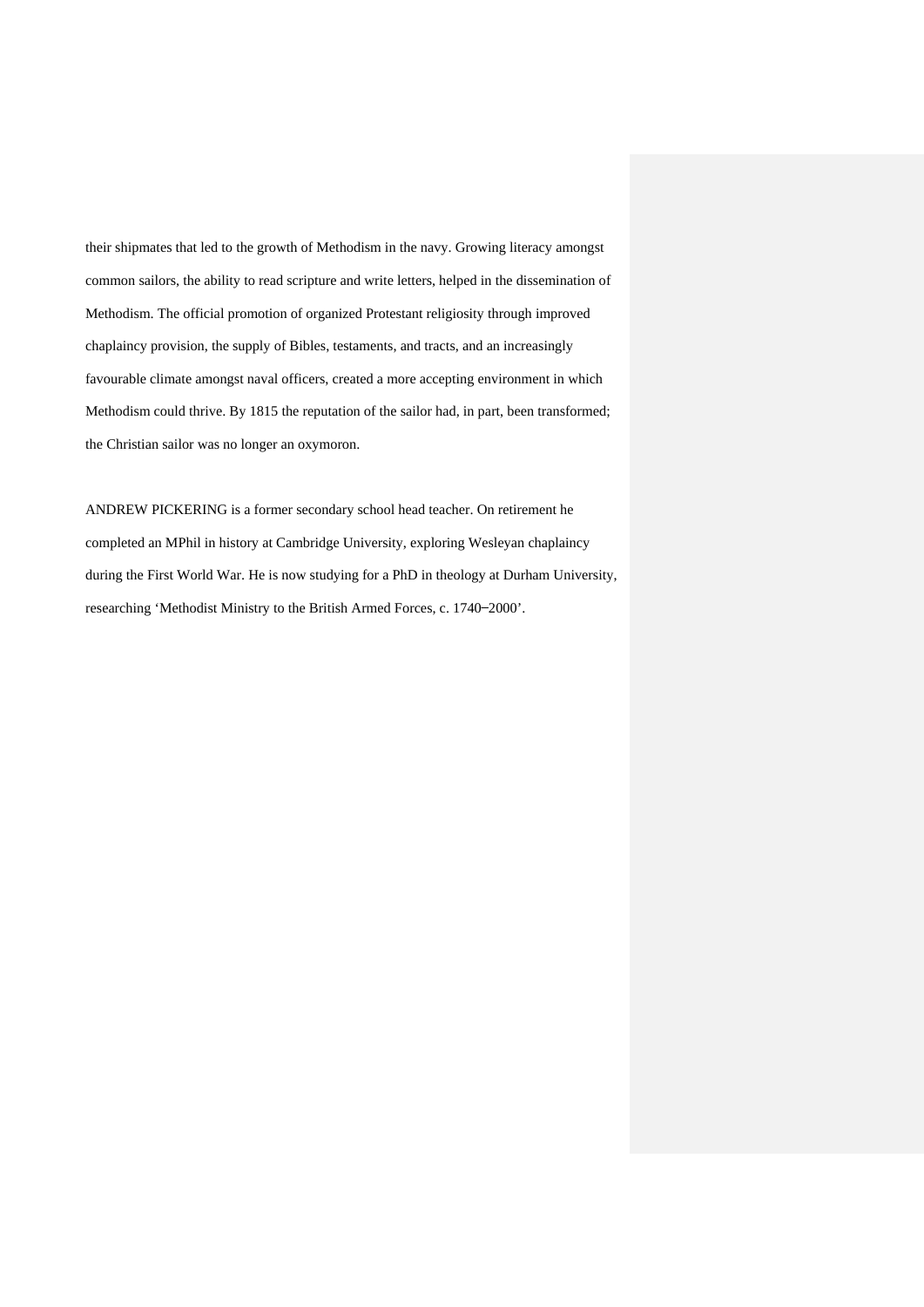their shipmates that led to the growth of Methodism in the navy. Growing literacy amongst common sailors, the ability to read scripture and write letters, helped in the dissemination of Methodism. The official promotion of organized Protestant religiosity through improved chaplaincy provision, the supply of Bibles, testaments, and tracts, and an increasingly favourable climate amongst naval officers, created a more accepting environment in which Methodism could thrive. By 1815 the reputation of the sailor had, in part, been transformed; the Christian sailor was no longer an oxymoron.

ANDREW PICKERING is a former secondary school head teacher. On retirement he completed an MPhil in history at Cambridge University, exploring Wesleyan chaplaincy during the First World War. He is now studying for a PhD in theology at Durham University, researching 'Methodist Ministry to the British Armed Forces, c. 1740–2000'.